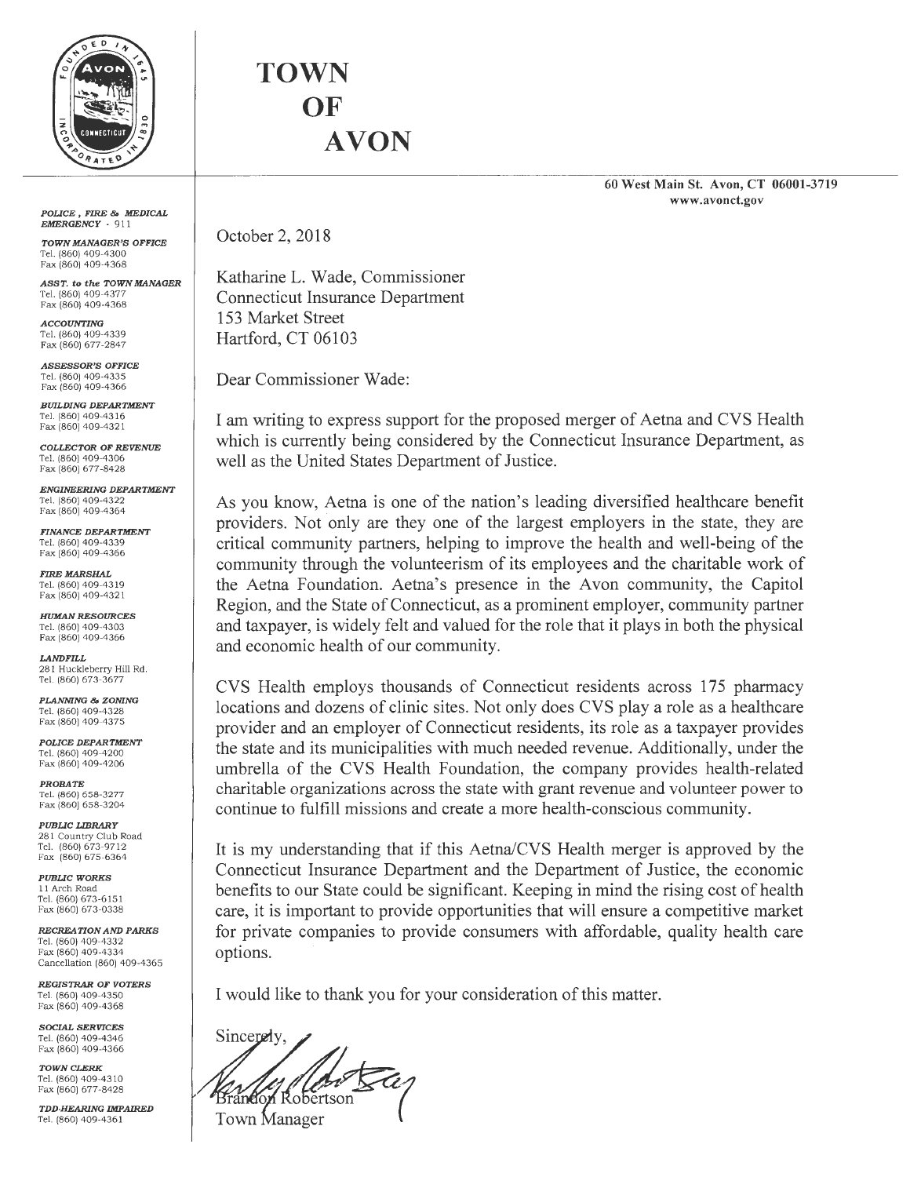# TOWN OF AVON

60 West Main St. Avon, CT 06001-3719
www.avonct.gov

*POLICE, FIRE & MEDICAL EMERGENCY* - 911

*TOWN MANAGER'S OFFICE*
Tel. (860) 409-4300
Fax (860) 409-4368

*ASST. to the TOWN MANAGER*
Tel. (860) 409-4377
Fax (860) 409-4368

*ACCOUNTING*
Tel. (860) 409-4339
Fax (860) 677-2847

*ASSESSOR'S OFFICE*
Tel. (860) 409-4335
Fax (860) 409-4366

*BUILDING DEPARTMENT*
Tel. (860) 409-4316
Fax (860) 409-4321

*COLLECTOR OF REVENUE*
Tel. (860) 409-4306
Fax (860) 677-8428

*ENGINEERING DEPARTMENT*
Tel. (860) 409-4322
Fax (860) 409-4364

*FINANCE DEPARTMENT*
Tel. (860) 409-4339
Fax (860) 409-4366

*FIRE MARSHAL*
Tel. (860) 409-4319
Fax (860) 409-4321

*HUMAN RESOURCES*
Tel. (860) 409-4303
Fax (860) 409-4366

*LANDFILL*
281 Huckleberry Hill Rd.
Tel. (860) 673-3677

*PLANNING & ZONING*
Tel. (860) 409-4328
Fax (860) 409-4375

*POLICE DEPARTMENT*
Tel. (860) 409-4200
Fax (860) 409-4206

*PROBATE*
Tel. (860) 658-3277
Fax (860) 658-3204

*PUBLIC LIBRARY*
281 Country Club Road
Tel. (860) 673-9712
Fax (860) 675-6364

*PUBLIC WORKS*
11 Arch Road
Tel. (860) 673-6151
Fax (860) 673-0338

*RECREATION AND PARKS*
Tel. (860) 409-4332
Fax (860) 409-4334
Cancellation (860) 409-4365

*REGISTRAR OF VOTERS*
Tel. (860) 409-4350
Fax (860) 409-4368

*SOCIAL SERVICES*
Tel. (860) 409-4346
Fax (860) 409-4366

*TOWN CLERK*
Tel. (860) 409-4310
Fax (860) 677-8428

*TDD-HEARING IMPAIRED*
Tel. (860) 409-4361

October 2, 2018

Katharine L. Wade, Commissioner
Connecticut Insurance Department
153 Market Street
Hartford, CT 06103

Dear Commissioner Wade:

I am writing to express support for the proposed merger of Aetna and CVS Health which is currently being considered by the Connecticut Insurance Department, as well as the United States Department of Justice.

As you know, Aetna is one of the nation's leading diversified healthcare benefit providers. Not only are they one of the largest employers in the state, they are critical community partners, helping to improve the health and well-being of the community through the volunteerism of its employees and the charitable work of the Aetna Foundation. Aetna's presence in the Avon community, the Capitol Region, and the State of Connecticut, as a prominent employer, community partner and taxpayer, is widely felt and valued for the role that it plays in both the physical and economic health of our community.

CVS Health employs thousands of Connecticut residents across 175 pharmacy locations and dozens of clinic sites. Not only does CVS play a role as a healthcare provider and an employer of Connecticut residents, its role as a taxpayer provides the state and its municipalities with much needed revenue. Additionally, under the umbrella of the CVS Health Foundation, the company provides health-related charitable organizations across the state with grant revenue and volunteer power to continue to fulfill missions and create a more health-conscious community.

It is my understanding that if this Aetna/CVS Health merger is approved by the Connecticut Insurance Department and the Department of Justice, the economic benefits to our State could be significant. Keeping in mind the rising cost of health care, it is important to provide opportunities that will ensure a competitive market for private companies to provide consumers with affordable, quality health care options.

I would like to thank you for your consideration of this matter.

Sincerely,

Brandon Robertson
Town Manager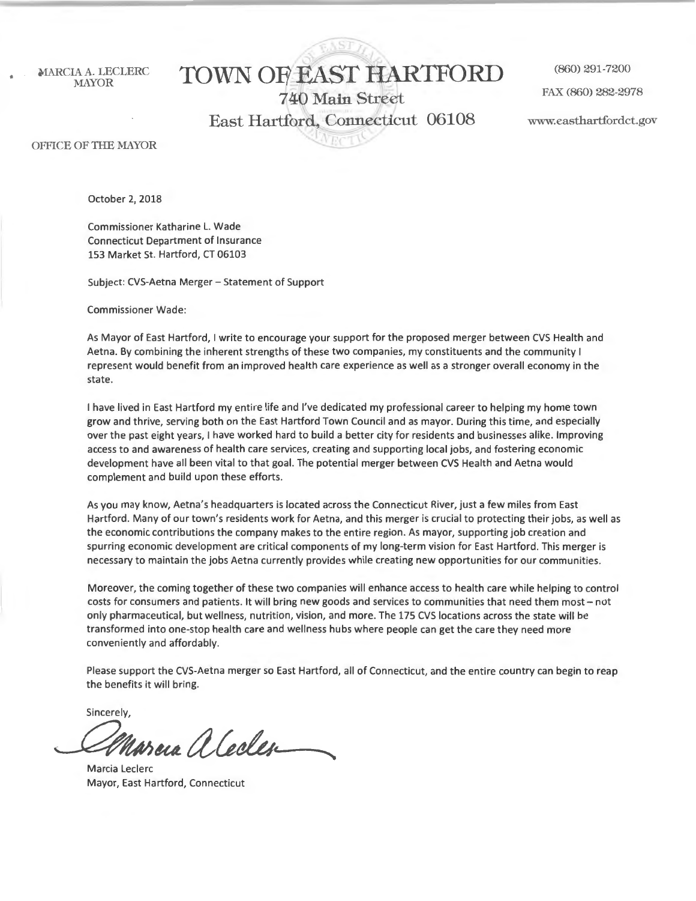MARCIA A. LECLERC
MAYOR

# TOWN OF EAST HARTFORD

740 Main Street
East Hartford, Connecticut 06108

(860) 291-7200
FAX (860) 282-2978
www.easthartfordct.gov

OFFICE OF THE MAYOR

October 2, 2018

Commissioner Katharine L. Wade
Connecticut Department of Insurance
153 Market St. Hartford, CT 06103

Subject: CVS-Aetna Merger – Statement of Support

Commissioner Wade:

As Mayor of East Hartford, I write to encourage your support for the proposed merger between CVS Health and Aetna. By combining the inherent strengths of these two companies, my constituents and the community I represent would benefit from an improved health care experience as well as a stronger overall economy in the state.

I have lived in East Hartford my entire life and I've dedicated my professional career to helping my home town grow and thrive, serving both on the East Hartford Town Council and as mayor. During this time, and especially over the past eight years, I have worked hard to build a better city for residents and businesses alike. Improving access to and awareness of health care services, creating and supporting local jobs, and fostering economic development have all been vital to that goal. The potential merger between CVS Health and Aetna would complement and build upon these efforts.

As you may know, Aetna's headquarters is located across the Connecticut River, just a few miles from East Hartford. Many of our town's residents work for Aetna, and this merger is crucial to protecting their jobs, as well as the economic contributions the company makes to the entire region. As mayor, supporting job creation and spurring economic development are critical components of my long-term vision for East Hartford. This merger is necessary to maintain the jobs Aetna currently provides while creating new opportunities for our communities.

Moreover, the coming together of these two companies will enhance access to health care while helping to control costs for consumers and patients. It will bring new goods and services to communities that need them most – not only pharmaceutical, but wellness, nutrition, vision, and more. The 175 CVS locations across the state will be transformed into one-stop health care and wellness hubs where people can get the care they need more conveniently and affordably.

Please support the CVS-Aetna merger so East Hartford, all of Connecticut, and the entire country can begin to reap the benefits it will bring.

Sincerely,

Marcia A. Leclerc

Marcia Leclerc
Mayor, East Hartford, Connecticut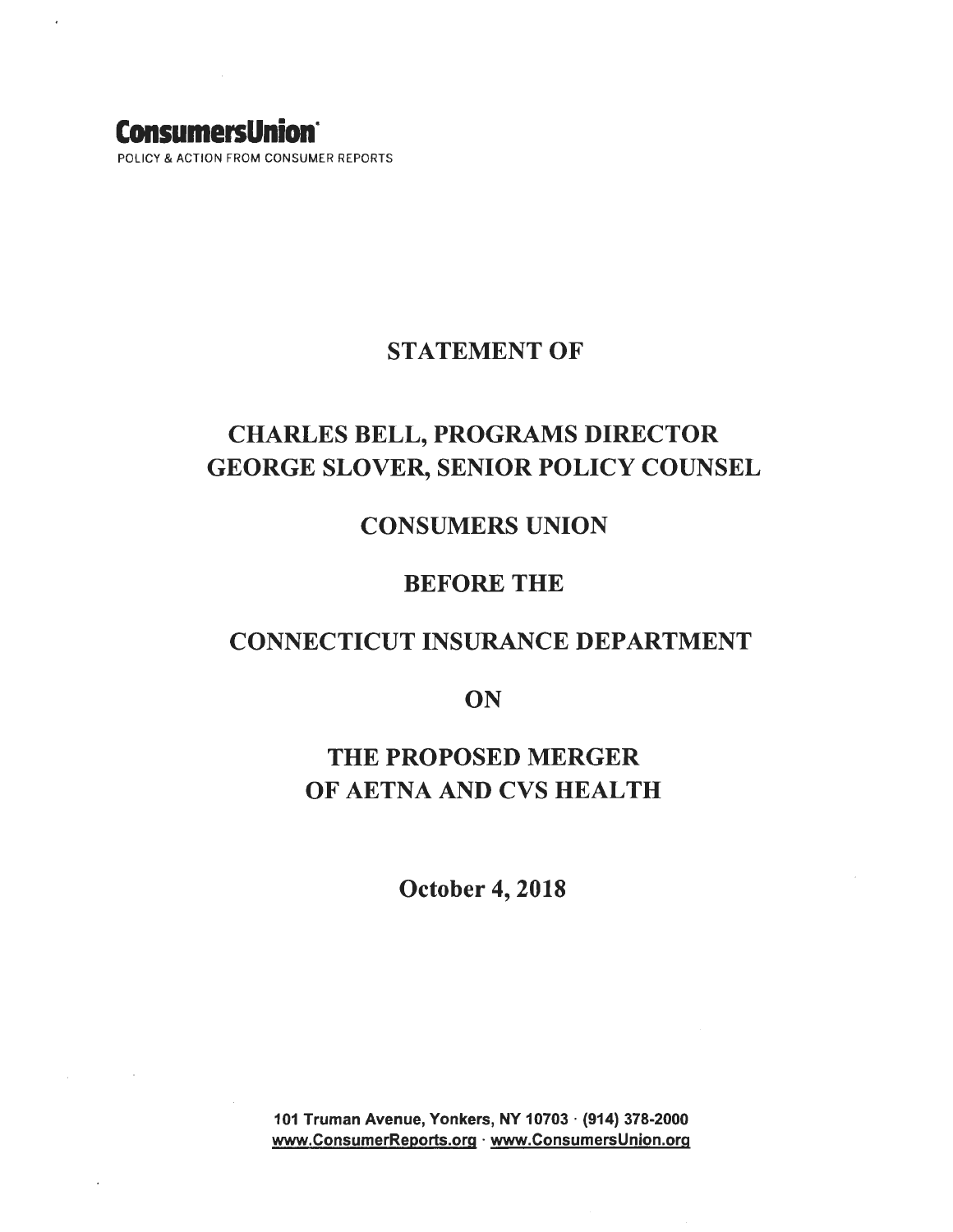**ConsumersUnion**

POLICY & ACTION FROM CONSUMER REPORTS

# STATEMENT OF

## CHARLES BELL, PROGRAMS DIRECTOR
## GEORGE SLOVER, SENIOR POLICY COUNSEL

## CONSUMERS UNION

## BEFORE THE

## CONNECTICUT INSURANCE DEPARTMENT

## ON

## THE PROPOSED MERGER OF AETNA AND CVS HEALTH

**October 4, 2018**

**101 Truman Avenue, Yonkers, NY 10703 · (914) 378-2000**
**www.ConsumerReports.org · www.ConsumersUnion.org**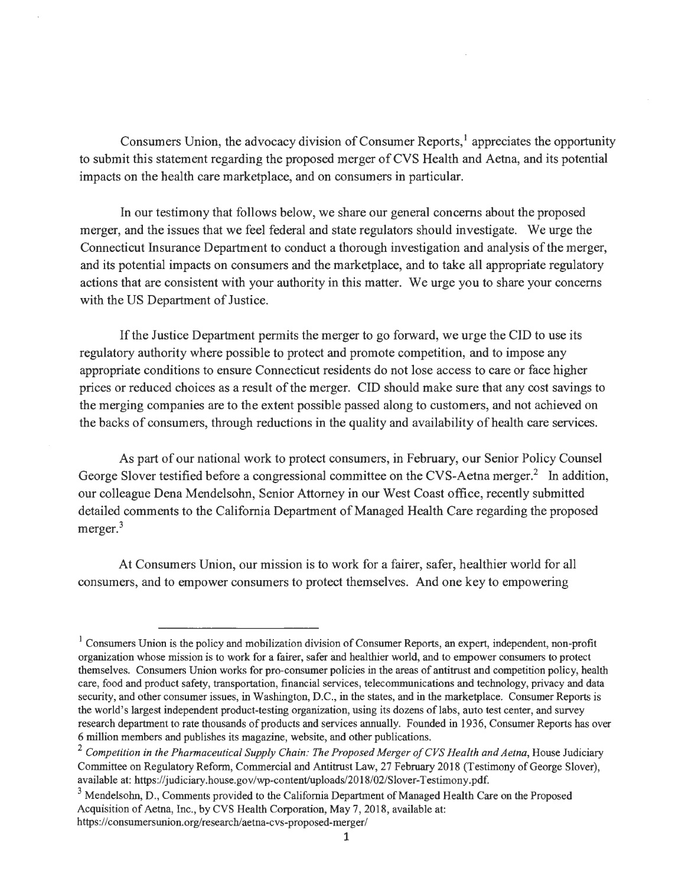Consumers Union, the advocacy division of Consumer Reports,[1] appreciates the opportunity to submit this statement regarding the proposed merger of CVS Health and Aetna, and its potential impacts on the health care marketplace, and on consumers in particular.

In our testimony that follows below, we share our general concerns about the proposed merger, and the issues that we feel federal and state regulators should investigate. We urge the Connecticut Insurance Department to conduct a thorough investigation and analysis of the merger, and its potential impacts on consumers and the marketplace, and to take all appropriate regulatory actions that are consistent with your authority in this matter. We urge you to share your concerns with the US Department of Justice.

If the Justice Department permits the merger to go forward, we urge the CID to use its regulatory authority where possible to protect and promote competition, and to impose any appropriate conditions to ensure Connecticut residents do not lose access to care or face higher prices or reduced choices as a result of the merger. CID should make sure that any cost savings to the merging companies are to the extent possible passed along to customers, and not achieved on the backs of consumers, through reductions in the quality and availability of health care services.

As part of our national work to protect consumers, in February, our Senior Policy Counsel George Slover testified before a congressional committee on the CVS-Aetna merger.[2] In addition, our colleague Dena Mendelsohn, Senior Attorney in our West Coast office, recently submitted detailed comments to the California Department of Managed Health Care regarding the proposed merger.[3]

At Consumers Union, our mission is to work for a fairer, safer, healthier world for all consumers, and to empower consumers to protect themselves. And one key to empowering

---

[1] Consumers Union is the policy and mobilization division of Consumer Reports, an expert, independent, non-profit organization whose mission is to work for a fairer, safer and healthier world, and to empower consumers to protect themselves. Consumers Union works for pro-consumer policies in the areas of antitrust and competition policy, health care, food and product safety, transportation, financial services, telecommunications and technology, privacy and data security, and other consumer issues, in Washington, D.C., in the states, and in the marketplace. Consumer Reports is the world's largest independent product-testing organization, using its dozens of labs, auto test center, and survey research department to rate thousands of products and services annually. Founded in 1936, Consumer Reports has over 6 million members and publishes its magazine, website, and other publications.

[2] *Competition in the Pharmaceutical Supply Chain: The Proposed Merger of CVS Health and Aetna*, House Judiciary Committee on Regulatory Reform, Commercial and Antitrust Law, 27 February 2018 (Testimony of George Slover), available at: https://judiciary.house.gov/wp-content/uploads/2018/02/Slover-Testimony.pdf.

[3] Mendelsohn, D., Comments provided to the California Department of Managed Health Care on the Proposed Acquisition of Aetna, Inc., by CVS Health Corporation, May 7, 2018, available at: https://consumersunion.org/research/aetna-cvs-proposed-merger/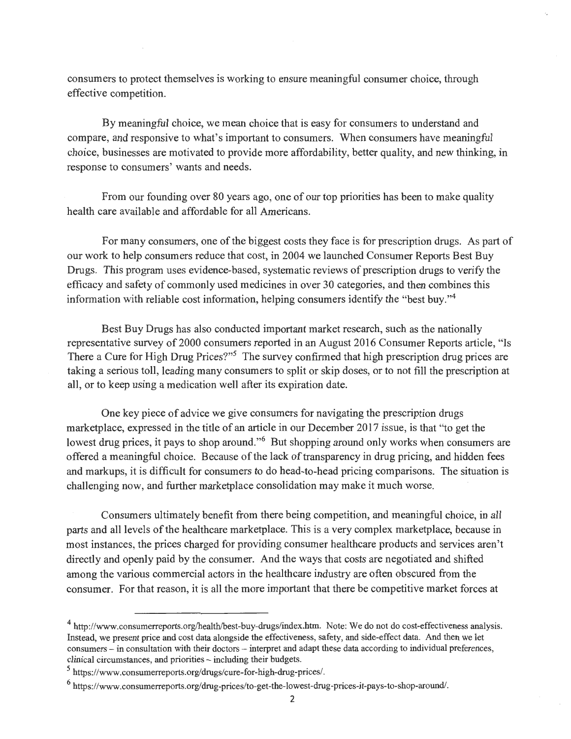consumers to protect themselves is working to ensure meaningful consumer choice, through effective competition.

By *meaningful* choice, we mean choice that is easy for consumers to understand and compare, and responsive to what's important to consumers. When consumers have meaningful choice, businesses are motivated to provide more affordability, better quality, and new thinking, in response to consumers' wants and needs.

From our founding over 80 years ago, one of our top priorities has been to make quality health care available and affordable for all Americans.

For many consumers, one of the biggest costs they face is for prescription drugs. As part of our work to help consumers reduce that cost, in 2004 we launched Consumer Reports Best Buy Drugs. This program uses evidence-based, systematic reviews of prescription drugs to verify the efficacy and safety of commonly used medicines in over 30 categories, and then combines this information with reliable cost information, helping consumers identify the "best buy."[4]

Best Buy Drugs has also conducted important market research, such as the nationally representative survey of 2000 consumers reported in an August 2016 Consumer Reports article, "Is There a Cure for High Drug Prices?"[5] The survey confirmed that high prescription drug prices are taking a serious toll, leading many consumers to split or skip doses, or to not fill the prescription at all, or to keep using a medication well after its expiration date.

One key piece of advice we give consumers for navigating the prescription drugs marketplace, expressed in the title of an article in our December 2017 issue, is that "to get the lowest drug prices, it pays to shop around."[6] But shopping around only works when consumers are offered a meaningful choice. Because of the lack of transparency in drug pricing, and hidden fees and markups, it is difficult for consumers to do head-to-head pricing comparisons. The situation is challenging now, and further marketplace consolidation may make it much worse.

Consumers ultimately benefit from there being competition, and meaningful choice, in *all* parts and all levels of the healthcare marketplace. This is a very complex marketplace, because in most instances, the prices charged for providing consumer healthcare products and services aren't directly and openly paid by the consumer. And the ways that costs are negotiated and shifted among the various commercial actors in the healthcare industry are often obscured from the consumer. For that reason, it is all the more important that there be competitive market forces at

---

[4] http://www.consumerreports.org/health/best-buy-drugs/index.htm. Note: We do not do cost-effectiveness analysis. Instead, we present price and cost data alongside the effectiveness, safety, and side-effect data. And then we let consumers – in consultation with their doctors – interpret and adapt these data according to individual preferences, clinical circumstances, and priorities – including their budgets.

[5] https://www.consumerreports.org/drugs/cure-for-high-drug-prices/.

[6] https://www.consumerreports.org/drug-prices/to-get-the-lowest-drug-prices-it-pays-to-shop-around/.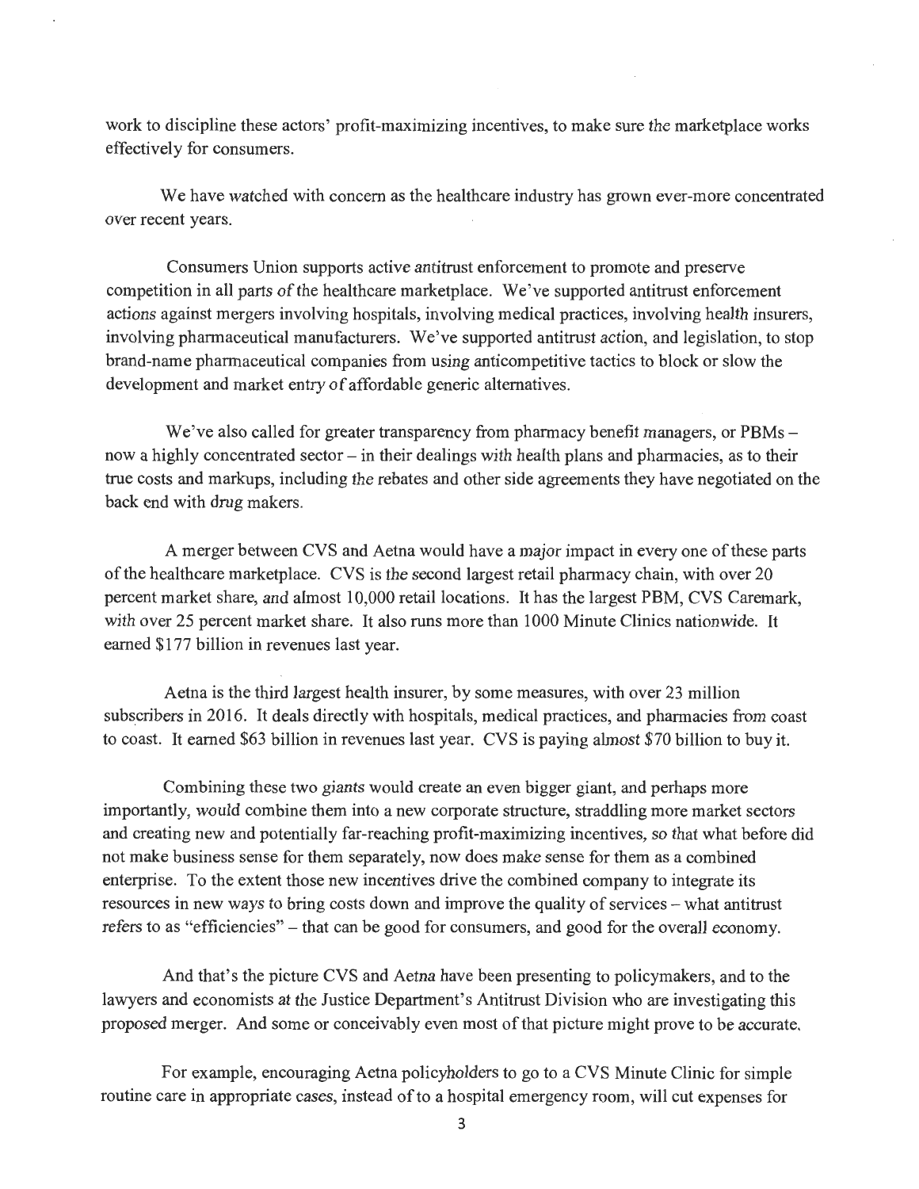work to discipline these actors' profit-maximizing incentives, to make sure the marketplace works effectively for consumers.

We have watched with concern as the healthcare industry has grown ever-more concentrated over recent years.

Consumers Union supports active antitrust enforcement to promote and preserve competition in all parts of the healthcare marketplace. We've supported antitrust enforcement actions against mergers involving hospitals, involving medical practices, involving health insurers, involving pharmaceutical manufacturers. We've supported antitrust action, and legislation, to stop brand-name pharmaceutical companies from using anticompetitive tactics to block or slow the development and market entry of affordable generic alternatives.

We've also called for greater transparency from pharmacy benefit managers, or PBMs – now a highly concentrated sector – in their dealings with health plans and pharmacies, as to their true costs and markups, including the rebates and other side agreements they have negotiated on the back end with drug makers.

A merger between CVS and Aetna would have a major impact in every one of these parts of the healthcare marketplace. CVS is the second largest retail pharmacy chain, with over 20 percent market share, and almost 10,000 retail locations. It has the largest PBM, CVS Caremark, with over 25 percent market share. It also runs more than 1000 Minute Clinics nationwide. It earned $177 billion in revenues last year.

Aetna is the third largest health insurer, by some measures, with over 23 million subscribers in 2016. It deals directly with hospitals, medical practices, and pharmacies from coast to coast. It earned $63 billion in revenues last year. CVS is paying almost $70 billion to buy it.

Combining these two giants would create an even bigger giant, and perhaps more importantly, would combine them into a new corporate structure, straddling more market sectors and creating new and potentially far-reaching profit-maximizing incentives, so that what before did not make business sense for them separately, now does make sense for them as a combined enterprise. To the extent those new incentives drive the combined company to integrate its resources in new ways to bring costs down and improve the quality of services – what antitrust refers to as "efficiencies" – that can be good for consumers, and good for the overall economy.

And that's the picture CVS and Aetna have been presenting to policymakers, and to the lawyers and economists at the Justice Department's Antitrust Division who are investigating this proposed merger. And some or conceivably even most of that picture might prove to be accurate.

For example, encouraging Aetna policyholders to go to a CVS Minute Clinic for simple routine care in appropriate cases, instead of to a hospital emergency room, will cut expenses for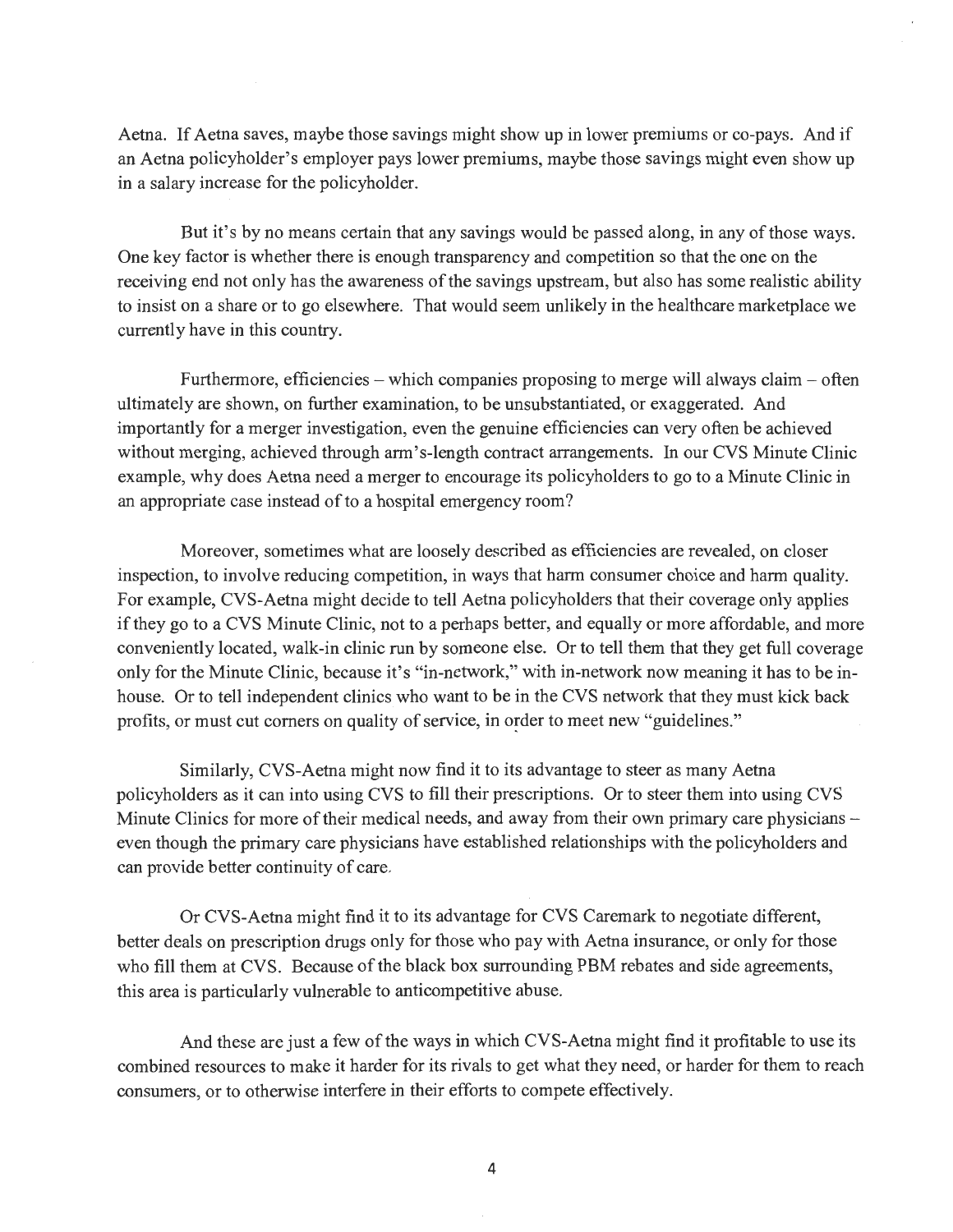Aetna. If Aetna saves, maybe those savings might show up in lower premiums or co-pays. And if an Aetna policyholder's employer pays lower premiums, maybe those savings might even show up in a salary increase for the policyholder.

But it's by no means certain that any savings would be passed along, in any of those ways. One key factor is whether there is enough transparency and competition so that the one on the receiving end not only has the awareness of the savings upstream, but also has some realistic ability to insist on a share or to go elsewhere. That would seem unlikely in the healthcare marketplace we currently have in this country.

Furthermore, efficiencies – which companies proposing to merge will always claim – often ultimately are shown, on further examination, to be unsubstantiated, or exaggerated. And importantly for a merger investigation, even the genuine efficiencies can very often be achieved without merging, achieved through arm's-length contract arrangements. In our CVS Minute Clinic example, why does Aetna need a merger to encourage its policyholders to go to a Minute Clinic in an appropriate case instead of to a hospital emergency room?

Moreover, sometimes what are loosely described as efficiencies are revealed, on closer inspection, to involve reducing competition, in ways that harm consumer choice and harm quality. For example, CVS-Aetna might decide to tell Aetna policyholders that their coverage only applies if they go to a CVS Minute Clinic, not to a perhaps better, and equally or more affordable, and more conveniently located, walk-in clinic run by someone else. Or to tell them that they get full coverage only for the Minute Clinic, because it's "in-network," with in-network now meaning it has to be in-house. Or to tell independent clinics who want to be in the CVS network that they must kick back profits, or must cut corners on quality of service, in order to meet new "guidelines."

Similarly, CVS-Aetna might now find it to its advantage to steer as many Aetna policyholders as it can into using CVS to fill their prescriptions. Or to steer them into using CVS Minute Clinics for more of their medical needs, and away from their own primary care physicians – even though the primary care physicians have established relationships with the policyholders and can provide better continuity of care.

Or CVS-Aetna might find it to its advantage for CVS Caremark to negotiate different, better deals on prescription drugs only for those who pay with Aetna insurance, or only for those who fill them at CVS. Because of the black box surrounding PBM rebates and side agreements, this area is particularly vulnerable to anticompetitive abuse.

And these are just a few of the ways in which CVS-Aetna might find it profitable to use its combined resources to make it harder for its rivals to get what they need, or harder for them to reach consumers, or to otherwise interfere in their efforts to compete effectively.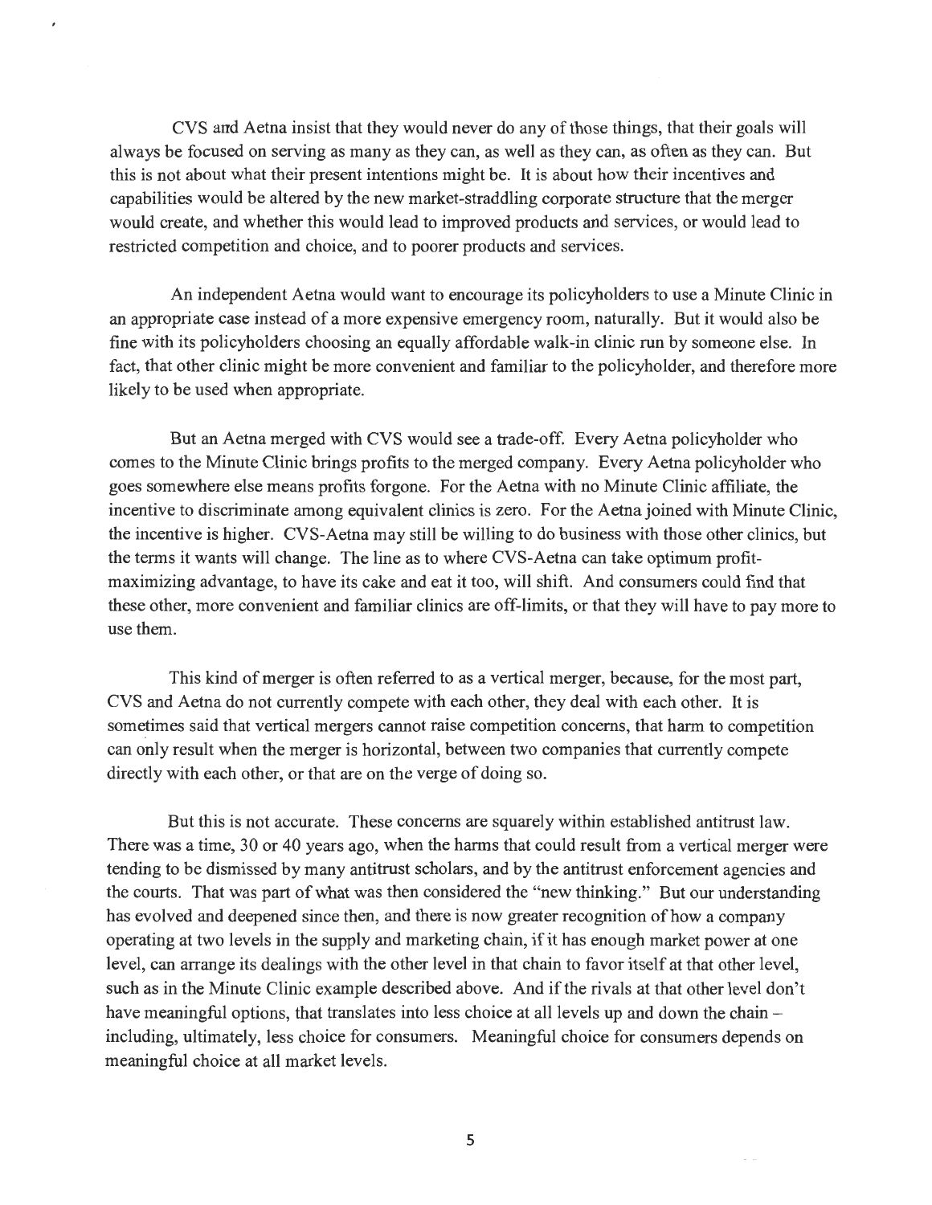CVS and Aetna insist that they would never do any of those things, that their goals will always be focused on serving as many as they can, as well as they can, as often as they can. But this is not about what their present intentions might be. It is about how their incentives and capabilities would be altered by the new market-straddling corporate structure that the merger would create, and whether this would lead to improved products and services, or would lead to restricted competition and choice, and to poorer products and services.

An independent Aetna would want to encourage its policyholders to use a Minute Clinic in an appropriate case instead of a more expensive emergency room, naturally. But it would also be fine with its policyholders choosing an equally affordable walk-in clinic run by someone else. In fact, that other clinic might be more convenient and familiar to the policyholder, and therefore more likely to be used when appropriate.

But an Aetna merged with CVS would see a trade-off. Every Aetna policyholder who comes to the Minute Clinic brings profits to the merged company. Every Aetna policyholder who goes somewhere else means profits forgone. For the Aetna with no Minute Clinic affiliate, the incentive to discriminate among equivalent clinics is zero. For the Aetna joined with Minute Clinic, the incentive is higher. CVS-Aetna may still be willing to do business with those other clinics, but the terms it wants will change. The line as to where CVS-Aetna can take optimum profit-maximizing advantage, to have its cake and eat it too, will shift. And consumers could find that these other, more convenient and familiar clinics are off-limits, or that they will have to pay more to use them.

This kind of merger is often referred to as a vertical merger, because, for the most part, CVS and Aetna do not currently compete with each other, they deal with each other. It is sometimes said that vertical mergers cannot raise competition concerns, that harm to competition can only result when the merger is horizontal, between two companies that currently compete directly with each other, or that are on the verge of doing so.

But this is not accurate. These concerns are squarely within established antitrust law. There was a time, 30 or 40 years ago, when the harms that could result from a vertical merger were tending to be dismissed by many antitrust scholars, and by the antitrust enforcement agencies and the courts. That was part of what was then considered the "new thinking." But our understanding has evolved and deepened since then, and there is now greater recognition of how a company operating at two levels in the supply and marketing chain, if it has enough market power at one level, can arrange its dealings with the other level in that chain to favor itself at that other level, such as in the Minute Clinic example described above. And if the rivals at that other level don't have meaningful options, that translates into less choice at all levels up and down the chain – including, ultimately, less choice for consumers. Meaningful choice for consumers depends on meaningful choice at all market levels.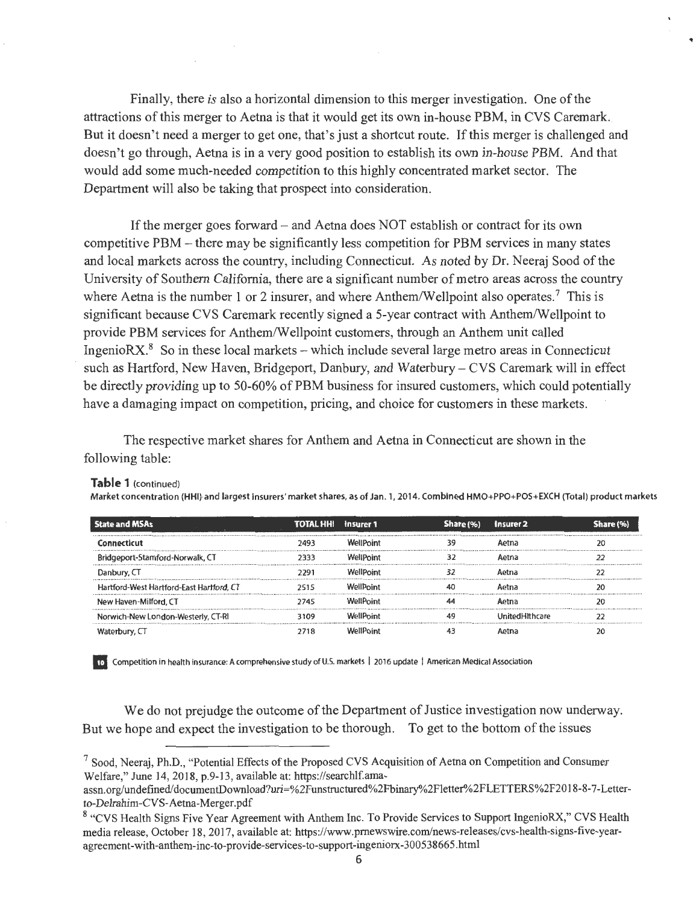Finally, there *is* also a horizontal dimension to this merger investigation. One of the attractions of this merger to Aetna is that it would get its own in-house PBM, in CVS Caremark. But it doesn't need a merger to get one, that's just a shortcut route. If this merger is challenged and doesn't go through, Aetna is in a very good position to establish its own in-house PBM. And that would add some much-needed competition to this highly concentrated market sector. The Department will also be taking that prospect into consideration.

If the merger goes forward – and Aetna does NOT establish or contract for its own competitive PBM – there may be significantly less competition for PBM services in many states and local markets across the country, including Connecticut. As noted by Dr. Neeraj Sood of the University of Southern California, there are a significant number of metro areas across the country where Aetna is the number 1 or 2 insurer, and where Anthem/Wellpoint also operates.[7] This is significant because CVS Caremark recently signed a 5-year contract with Anthem/Wellpoint to provide PBM services for Anthem/Wellpoint customers, through an Anthem unit called IngenioRX.[8] So in these local markets – which include several large metro areas in Connecticut such as Hartford, New Haven, Bridgeport, Danbury, and Waterbury – CVS Caremark will in effect be directly providing up to 50-60% of PBM business for insured customers, which could potentially have a damaging impact on competition, pricing, and choice for customers in these markets.

The respective market shares for Anthem and Aetna in Connecticut are shown in the following table:

**Table 1** (continued)

**Market concentration (HHI) and largest insurers' market shares, as of Jan. 1, 2014. Combined HMO+PPO+POS+EXCH (Total) product markets**

| State and MSAs | TOTAL HHI | Insurer 1 | Share (%) | Insurer 2 | Share (%) |
|---|---|---|---|---|---|
| **Connecticut** | 2493 | WellPoint | 39 | Aetna | 20 |
| Bridgeport-Stamford-Norwalk, CT | 2333 | WellPoint | 32 | Aetna | 22 |
| Danbury, CT | 2291 | WellPoint | 32 | Aetna | 22 |
| Hartford-West Hartford-East Hartford, CT | 2515 | WellPoint | 40 | Aetna | 20 |
| New Haven-Milford, CT | 2745 | WellPoint | 44 | Aetna | 20 |
| Norwich-New London-Westerly, CT-RI | 3109 | WellPoint | 49 | UnitedHlthcare | 22 |
| Waterbury, CT | 2718 | WellPoint | 43 | Aetna | 20 |

10 Competition in health insurance: A comprehensive study of U.S. markets | 2016 update | American Medical Association

We do not prejudge the outcome of the Department of Justice investigation now underway. But we hope and expect the investigation to be thorough. To get to the bottom of the issues

[7] Sood, Neeraj, Ph.D., "Potential Effects of the Proposed CVS Acquisition of Aetna on Competition and Consumer Welfare," June 14, 2018, p.9-13, available at: https://searchlf.ama-assn.org/undefined/documentDownload?uri=%2Funstructured%2Fbinary%2Fletter%2FLETTERS%2F2018-8-7-Letter-to-Delrahim-CVS-Aetna-Merger.pdf

[8] "CVS Health Signs Five Year Agreement with Anthem Inc. To Provide Services to Support IngenioRX," CVS Health media release, October 18, 2017, available at: https://www.prnewswire.com/news-releases/cvs-health-signs-five-year-agreement-with-anthem-inc-to-provide-services-to-support-ingeniorx-300538665.html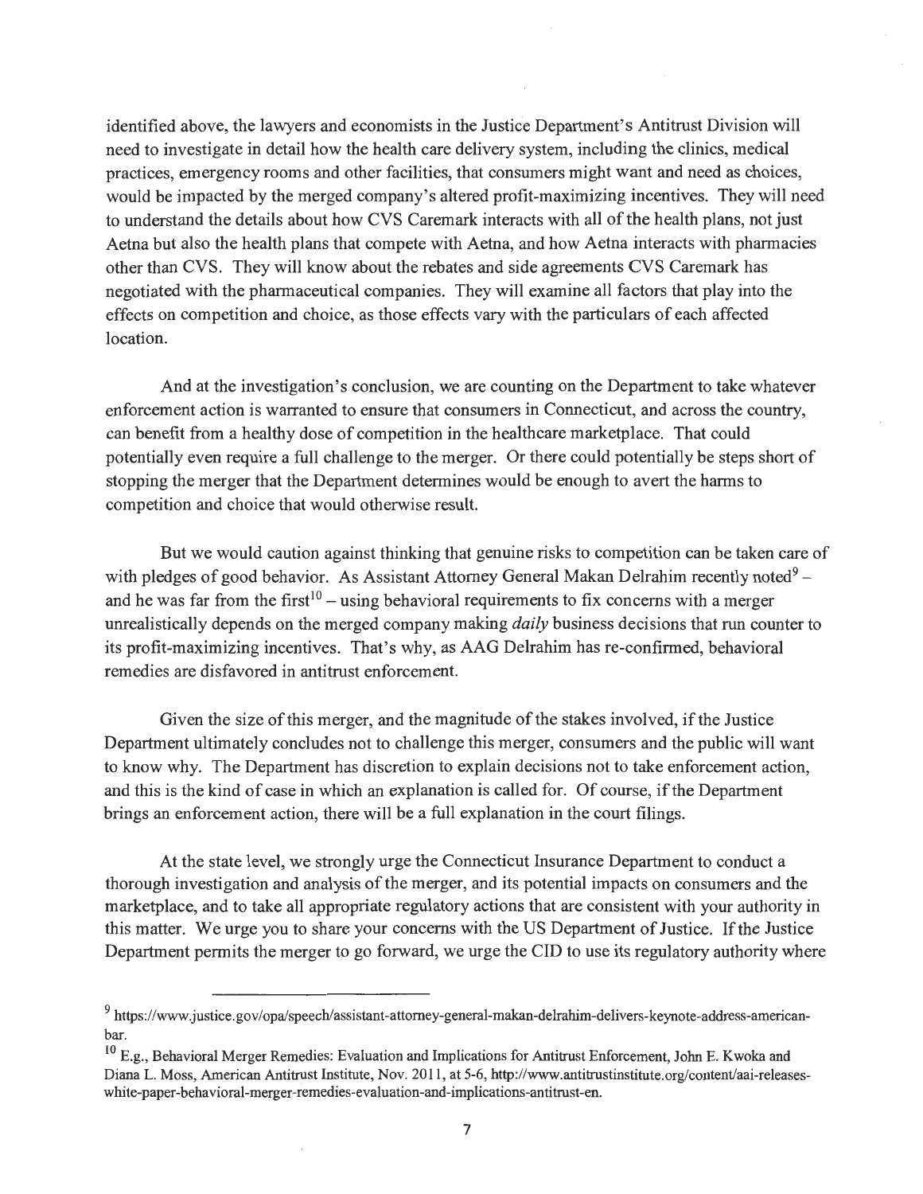identified above, the lawyers and economists in the Justice Department's Antitrust Division will need to investigate in detail how the health care delivery system, including the clinics, medical practices, emergency rooms and other facilities, that consumers might want and need as choices, would be impacted by the merged company's altered profit-maximizing incentives. They will need to understand the details about how CVS Caremark interacts with all of the health plans, not just Aetna but also the health plans that compete with Aetna, and how Aetna interacts with pharmacies other than CVS. They will know about the rebates and side agreements CVS Caremark has negotiated with the pharmaceutical companies. They will examine all factors that play into the effects on competition and choice, as those effects vary with the particulars of each affected location.

And at the investigation's conclusion, we are counting on the Department to take whatever enforcement action is warranted to ensure that consumers in Connecticut, and across the country, can benefit from a healthy dose of competition in the healthcare marketplace. That could potentially even require a full challenge to the merger. Or there could potentially be steps short of stopping the merger that the Department determines would be enough to avert the harms to competition and choice that would otherwise result.

But we would caution against thinking that genuine risks to competition can be taken care of with pledges of good behavior. As Assistant Attorney General Makan Delrahim recently noted[9] – and he was far from the first[10] – using behavioral requirements to fix concerns with a merger unrealistically depends on the merged company making *daily* business decisions that run counter to its profit-maximizing incentives. That's why, as AAG Delrahim has re-confirmed, behavioral remedies are disfavored in antitrust enforcement.

Given the size of this merger, and the magnitude of the stakes involved, if the Justice Department ultimately concludes not to challenge this merger, consumers and the public will want to know why. The Department has discretion to explain decisions not to take enforcement action, and this is the kind of case in which an explanation is called for. Of course, if the Department brings an enforcement action, there will be a full explanation in the court filings.

At the state level, we strongly urge the Connecticut Insurance Department to conduct a thorough investigation and analysis of the merger, and its potential impacts on consumers and the marketplace, and to take all appropriate regulatory actions that are consistent with your authority in this matter. We urge you to share your concerns with the US Department of Justice. If the Justice Department permits the merger to go forward, we urge the CID to use its regulatory authority where

---

[9] https://www.justice.gov/opa/speech/assistant-attorney-general-makan-delrahim-delivers-keynote-address-american-bar.

[10] E.g., Behavioral Merger Remedies: Evaluation and Implications for Antitrust Enforcement, John E. Kwoka and Diana L. Moss, American Antitrust Institute, Nov. 2011, at 5-6, http://www.antitrustinstitute.org/content/aai-releases-white-paper-behavioral-merger-remedies-evaluation-and-implications-antitrust-en.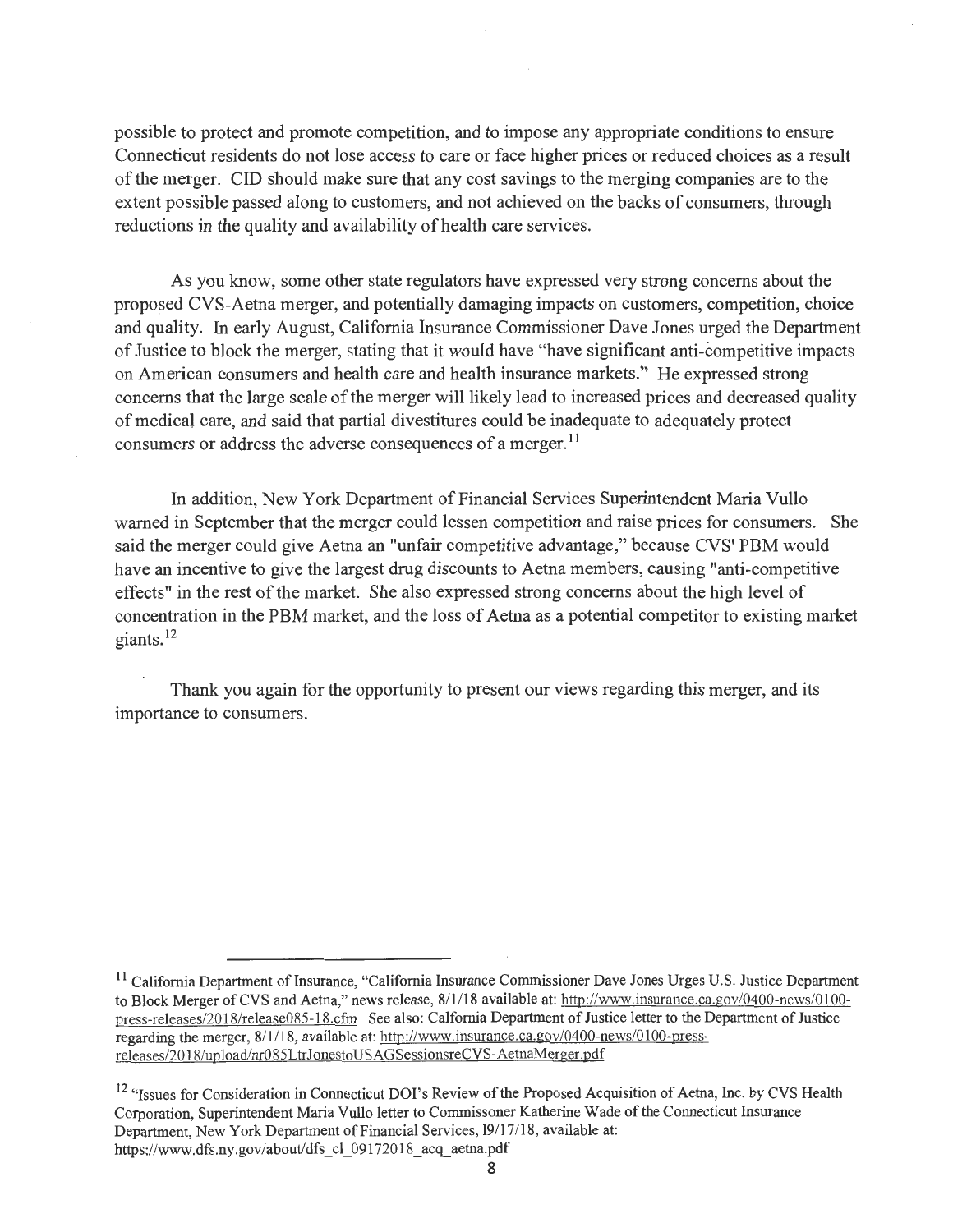possible to protect and promote competition, and to impose any appropriate conditions to ensure Connecticut residents do not lose access to care or face higher prices or reduced choices as a result of the merger. CID should make sure that any cost savings to the merging companies are to the extent possible passed along to customers, and not achieved on the backs of consumers, through reductions in the quality and availability of health care services.

As you know, some other state regulators have expressed very strong concerns about the proposed CVS-Aetna merger, and potentially damaging impacts on customers, competition, choice and quality. In early August, California Insurance Commissioner Dave Jones urged the Department of Justice to block the merger, stating that it would have "have significant anti-competitive impacts on American consumers and health care and health insurance markets." He expressed strong concerns that the large scale of the merger will likely lead to increased prices and decreased quality of medical care, and said that partial divestitures could be inadequate to adequately protect consumers or address the adverse consequences of a merger.[11]

In addition, New York Department of Financial Services Superintendent Maria Vullo warned in September that the merger could lessen competition and raise prices for consumers. She said the merger could give Aetna an "unfair competitive advantage," because CVS' PBM would have an incentive to give the largest drug discounts to Aetna members, causing "anti-competitive effects" in the rest of the market. She also expressed strong concerns about the high level of concentration in the PBM market, and the loss of Aetna as a potential competitor to existing market giants.[12]

Thank you again for the opportunity to present our views regarding this merger, and its importance to consumers.

---

[11] California Department of Insurance, "California Insurance Commissioner Dave Jones Urges U.S. Justice Department to Block Merger of CVS and Aetna," news release, 8/1/18 available at: http://www.insurance.ca.gov/0400-news/0100-press-releases/2018/release085-18.cfm See also: California Department of Justice letter to the Department of Justice regarding the merger, 8/1/18, available at: http://www.insurance.ca.gov/0400-news/0100-press-releases/2018/upload/nr085LtrJonestoUSAGSessionsreCVS-AetnaMerger.pdf

[12] "Issues for Consideration in Connecticut DOI's Review of the Proposed Acquisition of Aetna, Inc. by CVS Health Corporation, Superintendent Maria Vullo letter to Commissioner Katherine Wade of the Connecticut Insurance Department, New York Department of Financial Services, 19/17/18, available at: https://www.dfs.ny.gov/about/dfs_cl_09172018_acq_aetna.pdf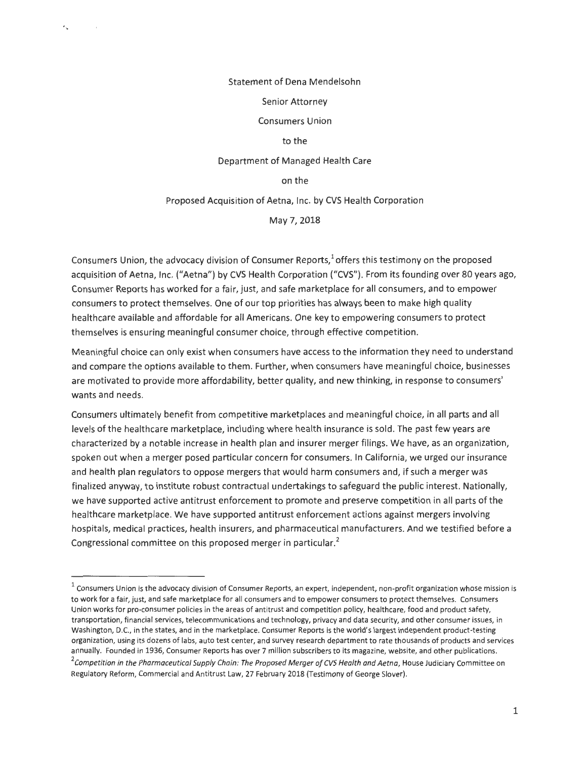Statement of Dena Mendelsohn

Senior Attorney

Consumers Union

to the

Department of Managed Health Care

on the

Proposed Acquisition of Aetna, Inc. by CVS Health Corporation

May 7, 2018

Consumers Union, the advocacy division of Consumer Reports,[1] offers this testimony on the proposed acquisition of Aetna, Inc. ("Aetna") by CVS Health Corporation ("CVS"). From its founding over 80 years ago, Consumer Reports has worked for a fair, just, and safe marketplace for all consumers, and to empower consumers to protect themselves. One of our top priorities has always been to make high quality healthcare available and affordable for all Americans. One key to empowering consumers to protect themselves is ensuring meaningful consumer choice, through effective competition.

Meaningful choice can only exist when consumers have access to the information they need to understand and compare the options available to them. Further, when consumers have meaningful choice, businesses are motivated to provide more affordability, better quality, and new thinking, in response to consumers' wants and needs.

Consumers ultimately benefit from competitive marketplaces and meaningful choice, in all parts and all levels of the healthcare marketplace, including where health insurance is sold. The past few years are characterized by a notable increase in health plan and insurer merger filings. We have, as an organization, spoken out when a merger posed particular concern for consumers. In California, we urged our insurance and health plan regulators to oppose mergers that would harm consumers and, if such a merger was finalized anyway, to institute robust contractual undertakings to safeguard the public interest. Nationally, we have supported active antitrust enforcement to promote and preserve competition in all parts of the healthcare marketplace. We have supported antitrust enforcement actions against mergers involving hospitals, medical practices, health insurers, and pharmaceutical manufacturers. And we testified before a Congressional committee on this proposed merger in particular.[2]

---

[1] Consumers Union is the advocacy division of Consumer Reports, an expert, independent, non-profit organization whose mission is to work for a fair, just, and safe marketplace for all consumers and to empower consumers to protect themselves. Consumers Union works for pro-consumer policies in the areas of antitrust and competition policy, healthcare, food and product safety, transportation, financial services, telecommunications and technology, privacy and data security, and other consumer issues, in Washington, D.C., in the states, and in the marketplace. Consumer Reports is the world's largest independent product-testing organization, using its dozens of labs, auto test center, and survey research department to rate thousands of products and services annually. Founded in 1936, Consumer Reports has over 7 million subscribers to its magazine, website, and other publications.

[2] *Competition in the Pharmaceutical Supply Chain: The Proposed Merger of CVS Health and Aetna*, House Judiciary Committee on Regulatory Reform, Commercial and Antitrust Law, 27 February 2018 (Testimony of George Slover).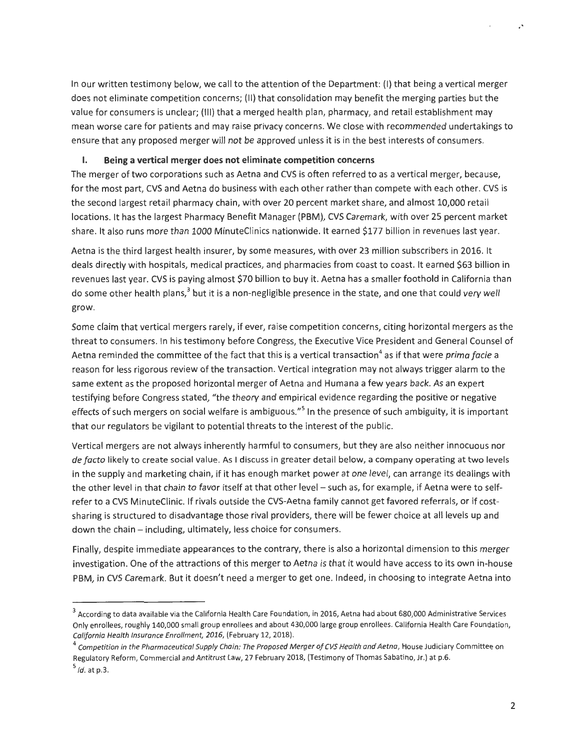In our written testimony below, we call to the attention of the Department: (I) that being a vertical merger does not eliminate competition concerns; (II) that consolidation may benefit the merging parties but the value for consumers is unclear; (III) that a merged health plan, pharmacy, and retail establishment may mean worse care for patients and may raise privacy concerns. We close with recommended undertakings to ensure that any proposed merger will not be approved unless it is in the best interests of consumers.

## I. Being a vertical merger does not eliminate competition concerns

The merger of two corporations such as Aetna and CVS is often referred to as a vertical merger, because, for the most part, CVS and Aetna do business with each other rather than compete with each other. CVS is the second largest retail pharmacy chain, with over 20 percent market share, and almost 10,000 retail locations. It has the largest Pharmacy Benefit Manager (PBM), CVS Caremark, with over 25 percent market share. It also runs more than 1000 MinuteClinics nationwide. It earned $177 billion in revenues last year.

Aetna is the third largest health insurer, by some measures, with over 23 million subscribers in 2016. It deals directly with hospitals, medical practices, and pharmacies from coast to coast. It earned $63 billion in revenues last year. CVS is paying almost $70 billion to buy it. Aetna has a smaller foothold in California than do some other health plans,[3] but it is a non-negligible presence in the state, and one that could very well grow.

Some claim that vertical mergers rarely, if ever, raise competition concerns, citing horizontal mergers as the threat to consumers. In his testimony before Congress, the Executive Vice President and General Counsel of Aetna reminded the committee of the fact that this is a vertical transaction[4] as if that were *prima facie* a reason for less rigorous review of the transaction. Vertical integration may not always trigger alarm to the same extent as the proposed horizontal merger of Aetna and Humana a few years back. As an expert testifying before Congress stated, "the theory and empirical evidence regarding the positive or negative effects of such mergers on social welfare is ambiguous."[5] In the presence of such ambiguity, it is important that our regulators be vigilant to potential threats to the interest of the public.

Vertical mergers are not always inherently harmful to consumers, but they are also neither innocuous nor *de facto* likely to create social value. As I discuss in greater detail below, a company operating at two levels in the supply and marketing chain, if it has enough market power at one level, can arrange its dealings with the other level in that chain to favor itself at that other level – such as, for example, if Aetna were to self-refer to a CVS MinuteClinic. If rivals outside the CVS-Aetna family cannot get favored referrals, or if cost-sharing is structured to disadvantage those rival providers, there will be fewer choice at all levels up and down the chain – including, ultimately, less choice for consumers.

Finally, despite immediate appearances to the contrary, there is also a horizontal dimension to this merger investigation. One of the attractions of this merger to Aetna is that it would have access to its own in-house PBM, in CVS Caremark. But it doesn't need a merger to get one. Indeed, in choosing to integrate Aetna into

---

[3] According to data available via the California Health Care Foundation, in 2016, Aetna had about 680,000 Administrative Services Only enrollees, roughly 140,000 small group enrollees and about 430,000 large group enrollees. California Health Care Foundation, *California Health Insurance Enrollment, 2016*, (February 12, 2018).

[4] *Competition in the Pharmaceutical Supply Chain: The Proposed Merger of CVS Health and Aetna*, House Judiciary Committee on Regulatory Reform, Commercial and Antitrust Law, 27 February 2018, (Testimony of Thomas Sabatino, Jr.) at p.6.

[5] *Id.* at p.3.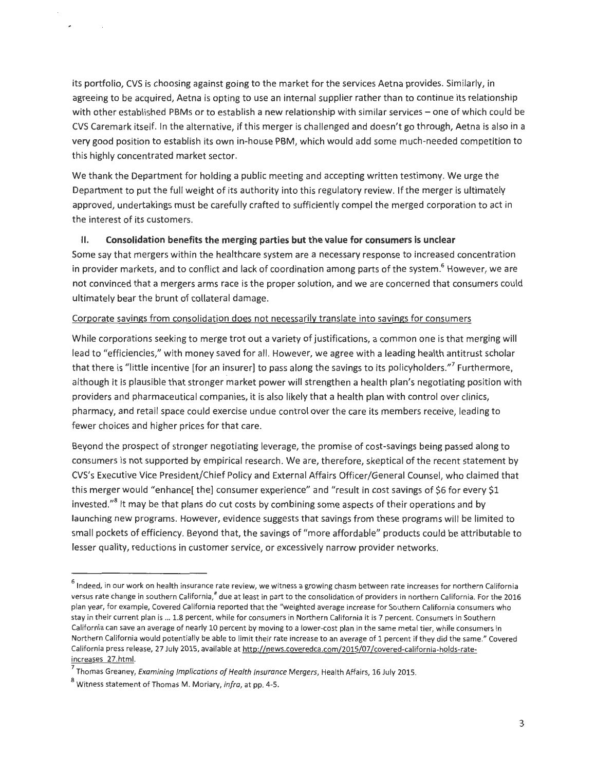its portfolio, CVS is choosing against going to the market for the services Aetna provides. Similarly, in agreeing to be acquired, Aetna is opting to use an internal supplier rather than to continue its relationship with other established PBMs or to establish a new relationship with similar services – one of which could be CVS Caremark itself. In the alternative, if this merger is challenged and doesn't go through, Aetna is also in a very good position to establish its own in-house PBM, which would add some much-needed competition to this highly concentrated market sector.

We thank the Department for holding a public meeting and accepting written testimony. We urge the Department to put the full weight of its authority into this regulatory review. If the merger is ultimately approved, undertakings must be carefully crafted to sufficiently compel the merged corporation to act in the interest of its customers.

## II. Consolidation benefits the merging parties but the value for consumers is unclear

Some say that mergers within the healthcare system are a necessary response to increased concentration in provider markets, and to conflict and lack of coordination among parts of the system.[6] However, we are not convinced that a mergers arms race is the proper solution, and we are concerned that consumers could ultimately bear the brunt of collateral damage.

Corporate savings from consolidation does not necessarily translate into savings for consumers

While corporations seeking to merge trot out a variety of justifications, a common one is that merging will lead to "efficiencies," with money saved for all. However, we agree with a leading health antitrust scholar that there is "little incentive [for an insurer] to pass along the savings to its policyholders."[7] Furthermore, although it is plausible that stronger market power will strengthen a health plan's negotiating position with providers and pharmaceutical companies, it is also likely that a health plan with control over clinics, pharmacy, and retail space could exercise undue control over the care its members receive, leading to fewer choices and higher prices for that care.

Beyond the prospect of stronger negotiating leverage, the promise of cost-savings being passed along to consumers is not supported by empirical research. We are, therefore, skeptical of the recent statement by CVS's Executive Vice President/Chief Policy and External Affairs Officer/General Counsel, who claimed that this merger would "enhance[ the] consumer experience" and "result in cost savings of $6 for every $1 invested."[8] It may be that plans do cut costs by combining some aspects of their operations and by launching new programs. However, evidence suggests that savings from these programs will be limited to small pockets of efficiency. Beyond that, the savings of "more affordable" products could be attributable to lesser quality, reductions in customer service, or excessively narrow provider networks.

---

[6] Indeed, in our work on health insurance rate review, we witness a growing chasm between rate increases for northern California versus rate change in southern California,# due at least in part to the consolidation of providers in northern California. For the 2016 plan year, for example, Covered California reported that the "weighted average increase for Southern California consumers who stay in their current plan is ... 1.8 percent, while for consumers in Northern California it is 7 percent. Consumers in Southern California can save an average of nearly 10 percent by moving to a lower-cost plan in the same metal tier, while consumers in Northern California would potentially be able to limit their rate increase to an average of 1 percent if they did the same." Covered California press release, 27 July 2015, available at http://news.coveredca.com/2015/07/covered-california-holds-rate-increases_27.html.

[7] Thomas Greaney, *Examining Implications of Health Insurance Mergers*, Health Affairs, 16 July 2015.

[8] Witness statement of Thomas M. Moriary, *infra*, at pp. 4-5.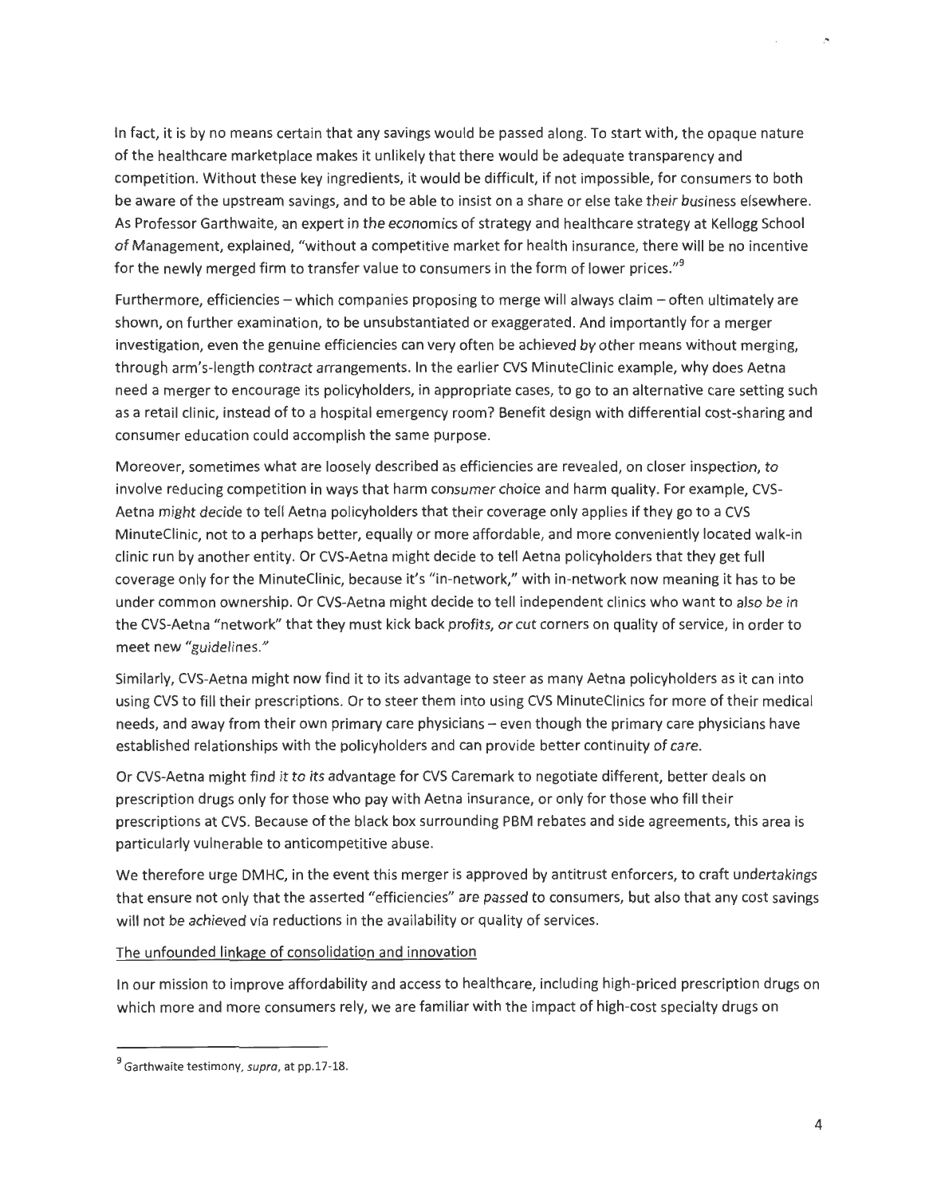In fact, it is by no means certain that any savings would be passed along. To start with, the opaque nature of the healthcare marketplace makes it unlikely that there would be adequate transparency and competition. Without these key ingredients, it would be difficult, if not impossible, for consumers to both be aware of the upstream savings, and to be able to insist on a share or else take their business elsewhere. As Professor Garthwaite, an expert in the economics of strategy and healthcare strategy at Kellogg School of Management, explained, "without a competitive market for health insurance, there will be no incentive for the newly merged firm to transfer value to consumers in the form of lower prices."[9]

Furthermore, efficiencies – which companies proposing to merge will always claim – often ultimately are shown, on further examination, to be unsubstantiated or exaggerated. And importantly for a merger investigation, even the genuine efficiencies can very often be achieved by other means without merging, through arm's-length contract arrangements. In the earlier CVS MinuteClinic example, why does Aetna need a merger to encourage its policyholders, in appropriate cases, to go to an alternative care setting such as a retail clinic, instead of to a hospital emergency room? Benefit design with differential cost-sharing and consumer education could accomplish the same purpose.

Moreover, sometimes what are loosely described as efficiencies are revealed, on closer inspection, to involve reducing competition in ways that harm consumer choice and harm quality. For example, CVS-Aetna might decide to tell Aetna policyholders that their coverage only applies if they go to a CVS MinuteClinic, not to a perhaps better, equally or more affordable, and more conveniently located walk-in clinic run by another entity. Or CVS-Aetna might decide to tell Aetna policyholders that they get full coverage only for the MinuteClinic, because it's "in-network," with in-network now meaning it has to be under common ownership. Or CVS-Aetna might decide to tell independent clinics who want to also be in the CVS-Aetna "network" that they must kick back profits, or cut corners on quality of service, in order to meet new "guidelines."

Similarly, CVS-Aetna might now find it to its advantage to steer as many Aetna policyholders as it can into using CVS to fill their prescriptions. Or to steer them into using CVS MinuteClinics for more of their medical needs, and away from their own primary care physicians – even though the primary care physicians have established relationships with the policyholders and can provide better continuity of care.

Or CVS-Aetna might find it to its advantage for CVS Caremark to negotiate different, better deals on prescription drugs only for those who pay with Aetna insurance, or only for those who fill their prescriptions at CVS. Because of the black box surrounding PBM rebates and side agreements, this area is particularly vulnerable to anticompetitive abuse.

We therefore urge DMHC, in the event this merger is approved by antitrust enforcers, to craft undertakings that ensure not only that the asserted "efficiencies" are passed to consumers, but also that any cost savings will not be achieved via reductions in the availability or quality of services.

The unfounded linkage of consolidation and innovation

In our mission to improve affordability and access to healthcare, including high-priced prescription drugs on which more and more consumers rely, we are familiar with the impact of high-cost specialty drugs on

[9] Garthwaite testimony, *supra*, at pp.17-18.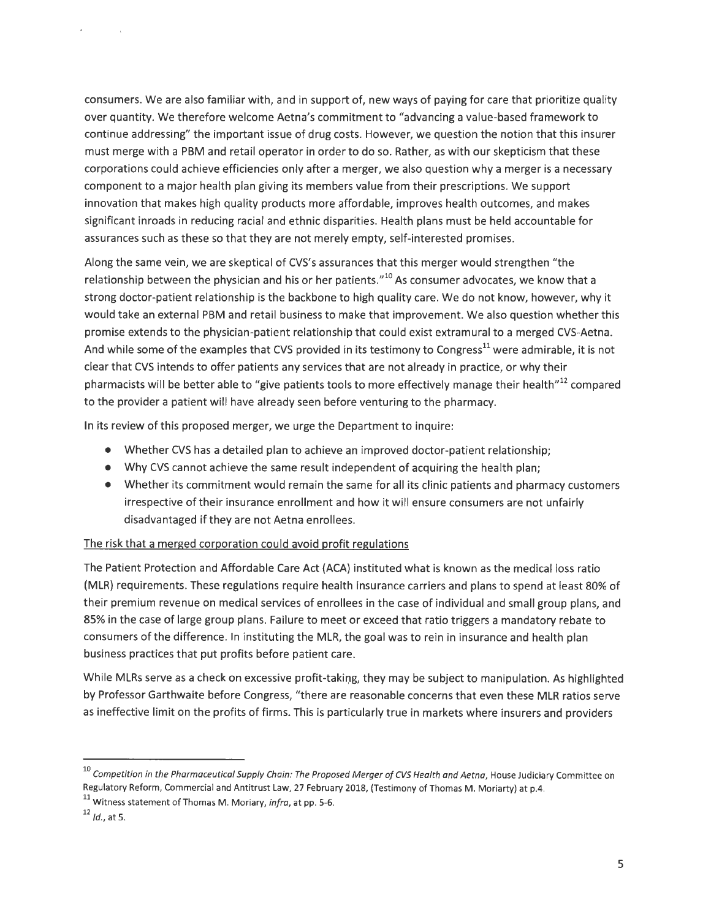consumers. We are also familiar with, and in support of, new ways of paying for care that prioritize quality over quantity. We therefore welcome Aetna's commitment to "advancing a value-based framework to continue addressing" the important issue of drug costs. However, we question the notion that this insurer must merge with a PBM and retail operator in order to do so. Rather, as with our skepticism that these corporations could achieve efficiencies only after a merger, we also question why a merger is a necessary component to a major health plan giving its members value from their prescriptions. We support innovation that makes high quality products more affordable, improves health outcomes, and makes significant inroads in reducing racial and ethnic disparities. Health plans must be held accountable for assurances such as these so that they are not merely empty, self-interested promises.

Along the same vein, we are skeptical of CVS's assurances that this merger would strengthen "the relationship between the physician and his or her patients."[10] As consumer advocates, we know that a strong doctor-patient relationship is the backbone to high quality care. We do not know, however, why it would take an external PBM and retail business to make that improvement. We also question whether this promise extends to the physician-patient relationship that could exist extramural to a merged CVS-Aetna. And while some of the examples that CVS provided in its testimony to Congress[11] were admirable, it is not clear that CVS intends to offer patients any services that are not already in practice, or why their pharmacists will be better able to "give patients tools to more effectively manage their health"[12] compared to the provider a patient will have already seen before venturing to the pharmacy.

In its review of this proposed merger, we urge the Department to inquire:

- Whether CVS has a detailed plan to achieve an improved doctor-patient relationship;
- Why CVS cannot achieve the same result independent of acquiring the health plan;
- Whether its commitment would remain the same for all its clinic patients and pharmacy customers irrespective of their insurance enrollment and how it will ensure consumers are not unfairly disadvantaged if they are not Aetna enrollees.

<u>The risk that a merged corporation could avoid profit regulations</u>

The Patient Protection and Affordable Care Act (ACA) instituted what is known as the medical loss ratio (MLR) requirements. These regulations require health insurance carriers and plans to spend at least 80% of their premium revenue on medical services of enrollees in the case of individual and small group plans, and 85% in the case of large group plans. Failure to meet or exceed that ratio triggers a mandatory rebate to consumers of the difference. In instituting the MLR, the goal was to rein in insurance and health plan business practices that put profits before patient care.

While MLRs serve as a check on excessive profit-taking, they may be subject to manipulation. As highlighted by Professor Garthwaite before Congress, "there are reasonable concerns that even these MLR ratios serve as ineffective limit on the profits of firms. This is particularly true in markets where insurers and providers

---

[10] *Competition in the Pharmaceutical Supply Chain: The Proposed Merger of CVS Health and Aetna*, House Judiciary Committee on Regulatory Reform, Commercial and Antitrust Law, 27 February 2018, (Testimony of Thomas M. Moriarty) at p.4.

[11] Witness statement of Thomas M. Moriary, *infra*, at pp. 5-6.

[12] *Id.*, at 5.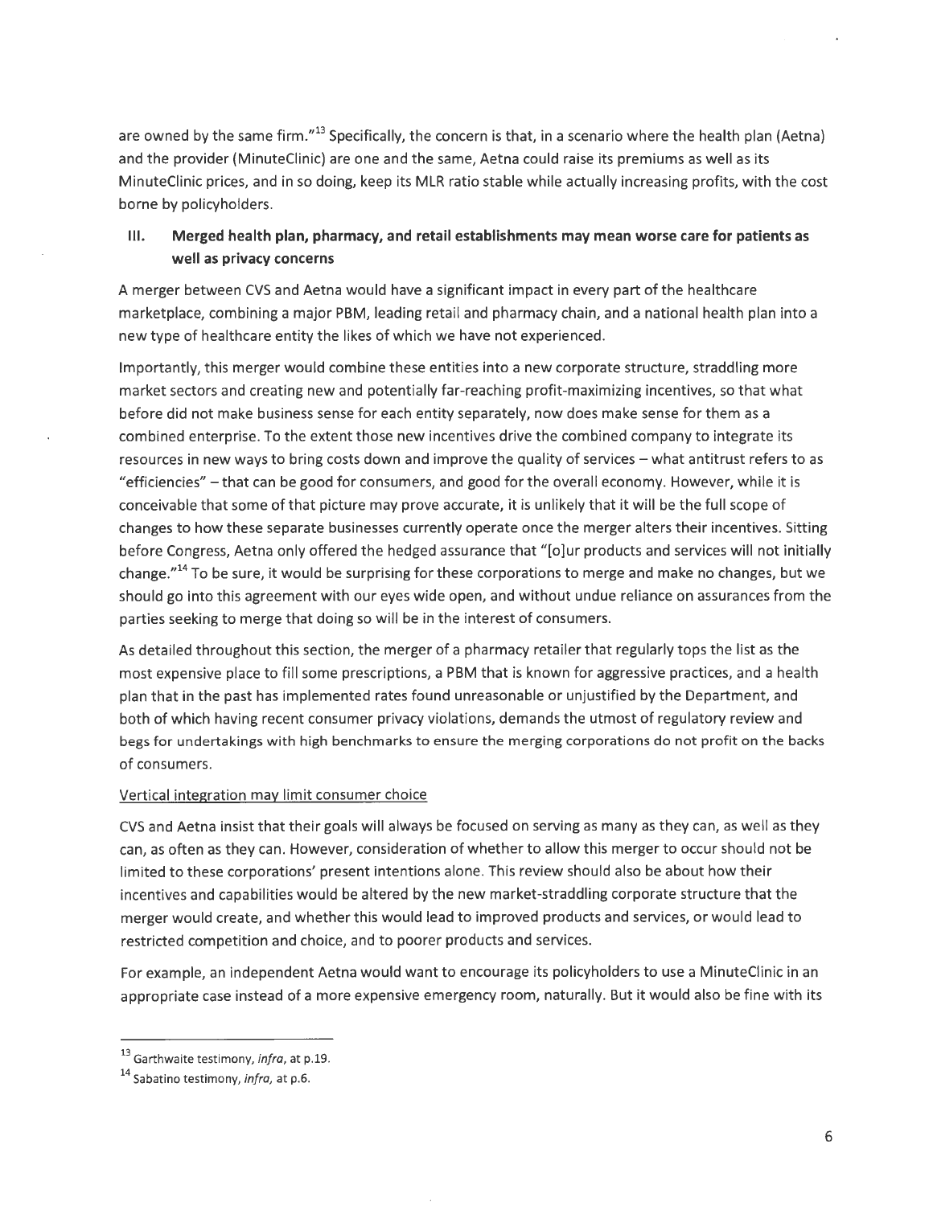are owned by the same firm."[13] Specifically, the concern is that, in a scenario where the health plan (Aetna) and the provider (MinuteClinic) are one and the same, Aetna could raise its premiums as well as its MinuteClinic prices, and in so doing, keep its MLR ratio stable while actually increasing profits, with the cost borne by policyholders.

## III. Merged health plan, pharmacy, and retail establishments may mean worse care for patients as well as privacy concerns

A merger between CVS and Aetna would have a significant impact in every part of the healthcare marketplace, combining a major PBM, leading retail and pharmacy chain, and a national health plan into a new type of healthcare entity the likes of which we have not experienced.

Importantly, this merger would combine these entities into a new corporate structure, straddling more market sectors and creating new and potentially far-reaching profit-maximizing incentives, so that what before did not make business sense for each entity separately, now does make sense for them as a combined enterprise. To the extent those new incentives drive the combined company to integrate its resources in new ways to bring costs down and improve the quality of services – what antitrust refers to as "efficiencies" – that can be good for consumers, and good for the overall economy. However, while it is conceivable that some of that picture may prove accurate, it is unlikely that it will be the full scope of changes to how these separate businesses currently operate once the merger alters their incentives. Sitting before Congress, Aetna only offered the hedged assurance that "[o]ur products and services will not initially change."[14] To be sure, it would be surprising for these corporations to merge and make no changes, but we should go into this agreement with our eyes wide open, and without undue reliance on assurances from the parties seeking to merge that doing so will be in the interest of consumers.

As detailed throughout this section, the merger of a pharmacy retailer that regularly tops the list as the most expensive place to fill some prescriptions, a PBM that is known for aggressive practices, and a health plan that in the past has implemented rates found unreasonable or unjustified by the Department, and both of which having recent consumer privacy violations, demands the utmost of regulatory review and begs for undertakings with high benchmarks to ensure the merging corporations do not profit on the backs of consumers.

Vertical integration may limit consumer choice

CVS and Aetna insist that their goals will always be focused on serving as many as they can, as well as they can, as often as they can. However, consideration of whether to allow this merger to occur should not be limited to these corporations' present intentions alone. This review should also be about how their incentives and capabilities would be altered by the new market-straddling corporate structure that the merger would create, and whether this would lead to improved products and services, or would lead to restricted competition and choice, and to poorer products and services.

For example, an independent Aetna would want to encourage its policyholders to use a MinuteClinic in an appropriate case instead of a more expensive emergency room, naturally. But it would also be fine with its

---

[13] Garthwaite testimony, *infra*, at p.19.

[14] Sabatino testimony, *infra*, at p.6.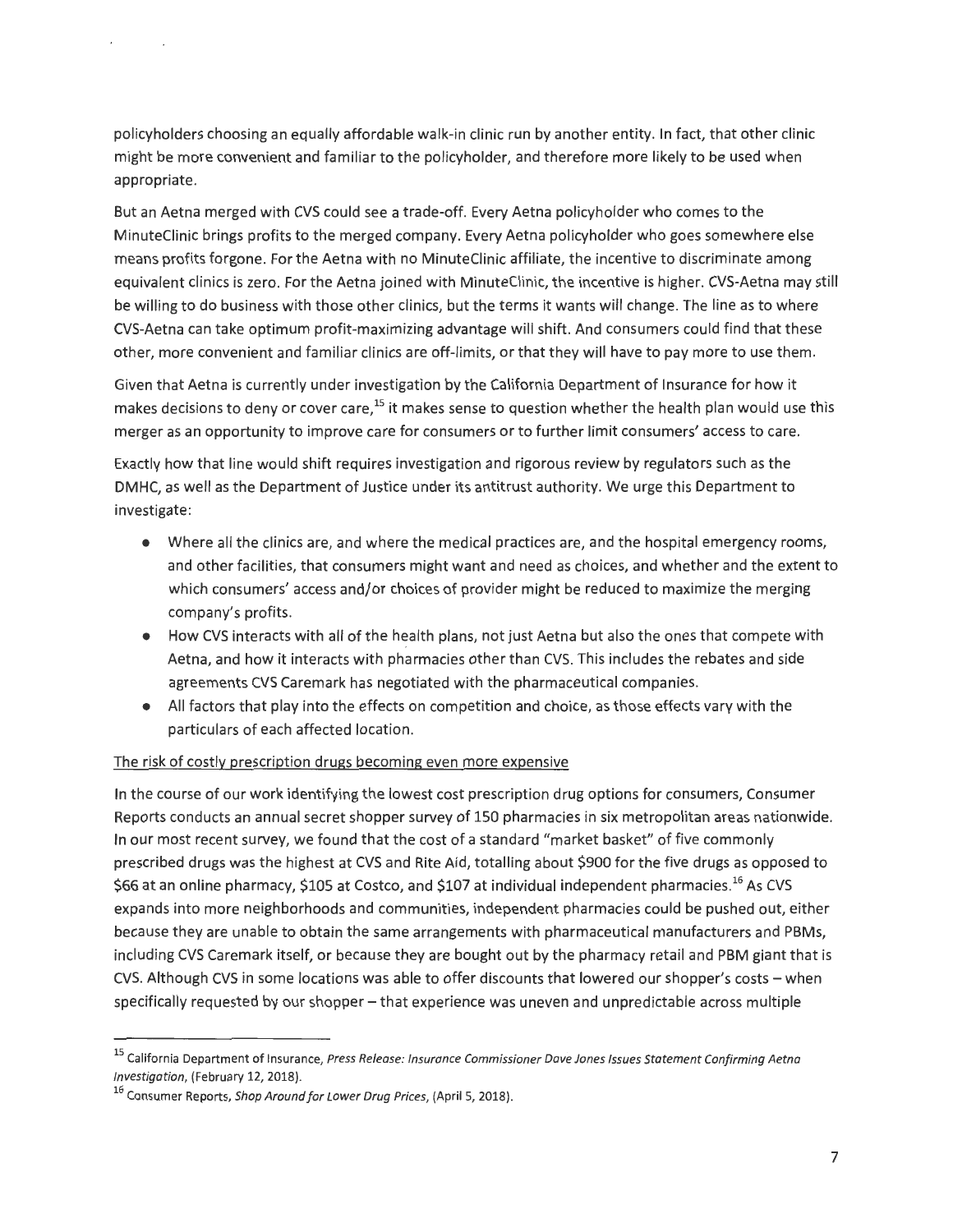policyholders choosing an equally affordable walk-in clinic run by another entity. In fact, that other clinic might be more convenient and familiar to the policyholder, and therefore more likely to be used when appropriate.

But an Aetna merged with CVS could see a trade-off. Every Aetna policyholder who comes to the MinuteClinic brings profits to the merged company. Every Aetna policyholder who goes somewhere else means profits forgone. For the Aetna with no MinuteClinic affiliate, the incentive to discriminate among equivalent clinics is zero. For the Aetna joined with MinuteClinic, the incentive is higher. CVS-Aetna may still be willing to do business with those other clinics, but the terms it wants will change. The line as to where CVS-Aetna can take optimum profit-maximizing advantage will shift. And consumers could find that these other, more convenient and familiar clinics are off-limits, or that they will have to pay more to use them.

Given that Aetna is currently under investigation by the California Department of Insurance for how it makes decisions to deny or cover care,[15] it makes sense to question whether the health plan would use this merger as an opportunity to improve care for consumers or to further limit consumers' access to care.

Exactly how that line would shift requires investigation and rigorous review by regulators such as the DMHC, as well as the Department of Justice under its antitrust authority. We urge this Department to investigate:

- Where all the clinics are, and where the medical practices are, and the hospital emergency rooms, and other facilities, that consumers might want and need as choices, and whether and the extent to which consumers' access and/or choices of provider might be reduced to maximize the merging company's profits.
- How CVS interacts with all of the health plans, not just Aetna but also the ones that compete with Aetna, and how it interacts with pharmacies other than CVS. This includes the rebates and side agreements CVS Caremark has negotiated with the pharmaceutical companies.
- All factors that play into the effects on competition and choice, as those effects vary with the particulars of each affected location.

<u>The risk of costly prescription drugs becoming even more expensive</u>

In the course of our work identifying the lowest cost prescription drug options for consumers, Consumer Reports conducts an annual secret shopper survey of 150 pharmacies in six metropolitan areas nationwide. In our most recent survey, we found that the cost of a standard "market basket" of five commonly prescribed drugs was the highest at CVS and Rite Aid, totalling about $900 for the five drugs as opposed to $66 at an online pharmacy, $105 at Costco, and $107 at individual independent pharmacies.[16] As CVS expands into more neighborhoods and communities, independent pharmacies could be pushed out, either because they are unable to obtain the same arrangements with pharmaceutical manufacturers and PBMs, including CVS Caremark itself, or because they are bought out by the pharmacy retail and PBM giant that is CVS. Although CVS in some locations was able to offer discounts that lowered our shopper's costs – when specifically requested by our shopper – that experience was uneven and unpredictable across multiple

---

[15] California Department of Insurance, *Press Release: Insurance Commissioner Dave Jones Issues Statement Confirming Aetna Investigation*, (February 12, 2018).

[16] Consumer Reports, *Shop Around for Lower Drug Prices*, (April 5, 2018).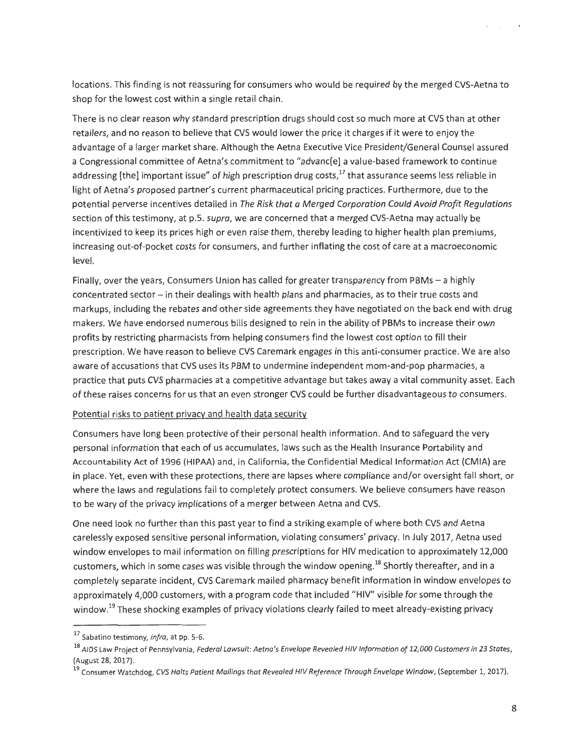locations. This finding is not reassuring for consumers who would be required by the merged CVS-Aetna to shop for the lowest cost within a single retail chain.

There is no clear reason why standard prescription drugs should cost so much more at CVS than at other retailers, and no reason to believe that CVS would lower the price it charges if it were to enjoy the advantage of a larger market share. Although the Aetna Executive Vice President/General Counsel assured a Congressional committee of Aetna's commitment to "advanc[e] a value-based framework to continue addressing [the] important issue" of high prescription drug costs,[17] that assurance seems less reliable in light of Aetna's proposed partner's current pharmaceutical pricing practices. Furthermore, due to the potential perverse incentives detailed in *The Risk that a Merged Corporation Could Avoid Profit Regulations* section of this testimony, at p.5. *supra*, we are concerned that a merged CVS-Aetna may actually be incentivized to keep its prices high or even raise them, thereby leading to higher health plan premiums, increasing out-of-pocket costs for consumers, and further inflating the cost of care at a macroeconomic level.

Finally, over the years, Consumers Union has called for greater transparency from PBMs – a highly concentrated sector – in their dealings with health plans and pharmacies, as to their true costs and markups, including the rebates and other side agreements they have negotiated on the back end with drug makers. We have endorsed numerous bills designed to rein in the ability of PBMs to increase their own profits by restricting pharmacists from helping consumers find the lowest cost option to fill their prescription. We have reason to believe CVS Caremark engages in this anti-consumer practice. We are also aware of accusations that CVS uses its PBM to undermine independent mom-and-pop pharmacies, a practice that puts CVS pharmacies at a competitive advantage but takes away a vital community asset. Each of these raises concerns for us that an even stronger CVS could be further disadvantageous to consumers.

Potential risks to patient privacy and health data security

Consumers have long been protective of their personal health information. And to safeguard the very personal information that each of us accumulates, laws such as the Health Insurance Portability and Accountability Act of 1996 (HIPAA) and, in California, the Confidential Medical Information Act (CMIA) are in place. Yet, even with these protections, there are lapses where compliance and/or oversight fall short, or where the laws and regulations fail to completely protect consumers. We believe consumers have reason to be wary of the privacy implications of a merger between Aetna and CVS.

One need look no further than this past year to find a striking example of where both CVS and Aetna carelessly exposed sensitive personal information, violating consumers' privacy. In July 2017, Aetna used window envelopes to mail information on filling prescriptions for HIV medication to approximately 12,000 customers, which in some cases was visible through the window opening.[18] Shortly thereafter, and in a completely separate incident, CVS Caremark mailed pharmacy benefit information in window envelopes to approximately 4,000 customers, with a program code that included "HIV" visible for some through the window.[19] These shocking examples of privacy violations clearly failed to meet already-existing privacy

---

[17] Sabatino testimony, *infra*, at pp. 5-6.

[18] AIDS Law Project of Pennsylvania, *Federal Lawsuit: Aetna's Envelope Revealed HIV Information of 12,000 Customers in 23 States*, (August 28, 2017).

[19] Consumer Watchdog, *CVS Halts Patient Mailings that Revealed HIV Reference Through Envelope Window*, (September 1, 2017).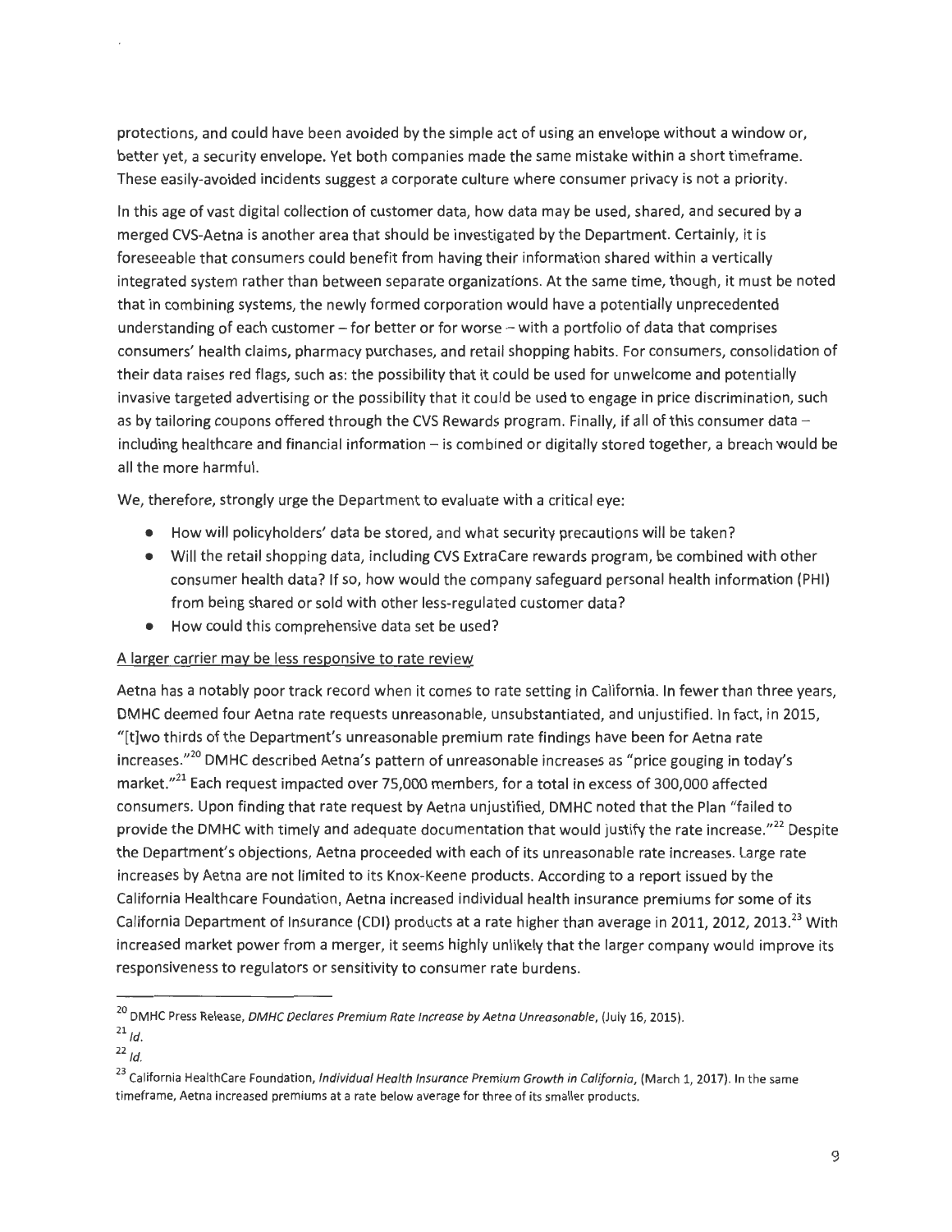protections, and could have been avoided by the simple act of using an envelope without a window or, better yet, a security envelope. Yet both companies made the same mistake within a short timeframe. These easily-avoided incidents suggest a corporate culture where consumer privacy is not a priority.

In this age of vast digital collection of customer data, how data may be used, shared, and secured by a merged CVS-Aetna is another area that should be investigated by the Department. Certainly, it is foreseeable that consumers could benefit from having their information shared within a vertically integrated system rather than between separate organizations. At the same time, though, it must be noted that in combining systems, the newly formed corporation would have a potentially unprecedented understanding of each customer – for better or for worse – with a portfolio of data that comprises consumers' health claims, pharmacy purchases, and retail shopping habits. For consumers, consolidation of their data raises red flags, such as: the possibility that it could be used for unwelcome and potentially invasive targeted advertising or the possibility that it could be used to engage in price discrimination, such as by tailoring coupons offered through the CVS Rewards program. Finally, if all of this consumer data – including healthcare and financial information – is combined or digitally stored together, a breach would be all the more harmful.

We, therefore, strongly urge the Department to evaluate with a critical eye:

- How will policyholders' data be stored, and what security precautions will be taken?
- Will the retail shopping data, including CVS ExtraCare rewards program, be combined with other consumer health data? If so, how would the company safeguard personal health information (PHI) from being shared or sold with other less-regulated customer data?
- How could this comprehensive data set be used?

<u>A larger carrier may be less responsive to rate review</u>

Aetna has a notably poor track record when it comes to rate setting in California. In fewer than three years, DMHC deemed four Aetna rate requests unreasonable, unsubstantiated, and unjustified. In fact, in 2015, "[t]wo thirds of the Department's unreasonable premium rate findings have been for Aetna rate increases."[20] DMHC described Aetna's pattern of unreasonable increases as "price gouging in today's market."[21] Each request impacted over 75,000 members, for a total in excess of 300,000 affected consumers. Upon finding that rate request by Aetna unjustified, DMHC noted that the Plan "failed to provide the DMHC with timely and adequate documentation that would justify the rate increase."[22] Despite the Department's objections, Aetna proceeded with each of its unreasonable rate increases. Large rate increases by Aetna are not limited to its Knox-Keene products. According to a report issued by the California Healthcare Foundation, Aetna increased individual health insurance premiums for some of its California Department of Insurance (CDI) products at a rate higher than average in 2011, 2012, 2013.[23] With increased market power from a merger, it seems highly unlikely that the larger company would improve its responsiveness to regulators or sensitivity to consumer rate burdens.

---

[20] DMHC Press Release, *DMHC Declares Premium Rate Increase by Aetna Unreasonable*, (July 16, 2015).

[21] *Id.*

[22] *Id.*

[23] California HealthCare Foundation, *Individual Health Insurance Premium Growth in California*, (March 1, 2017). In the same timeframe, Aetna increased premiums at a rate below average for three of its smaller products.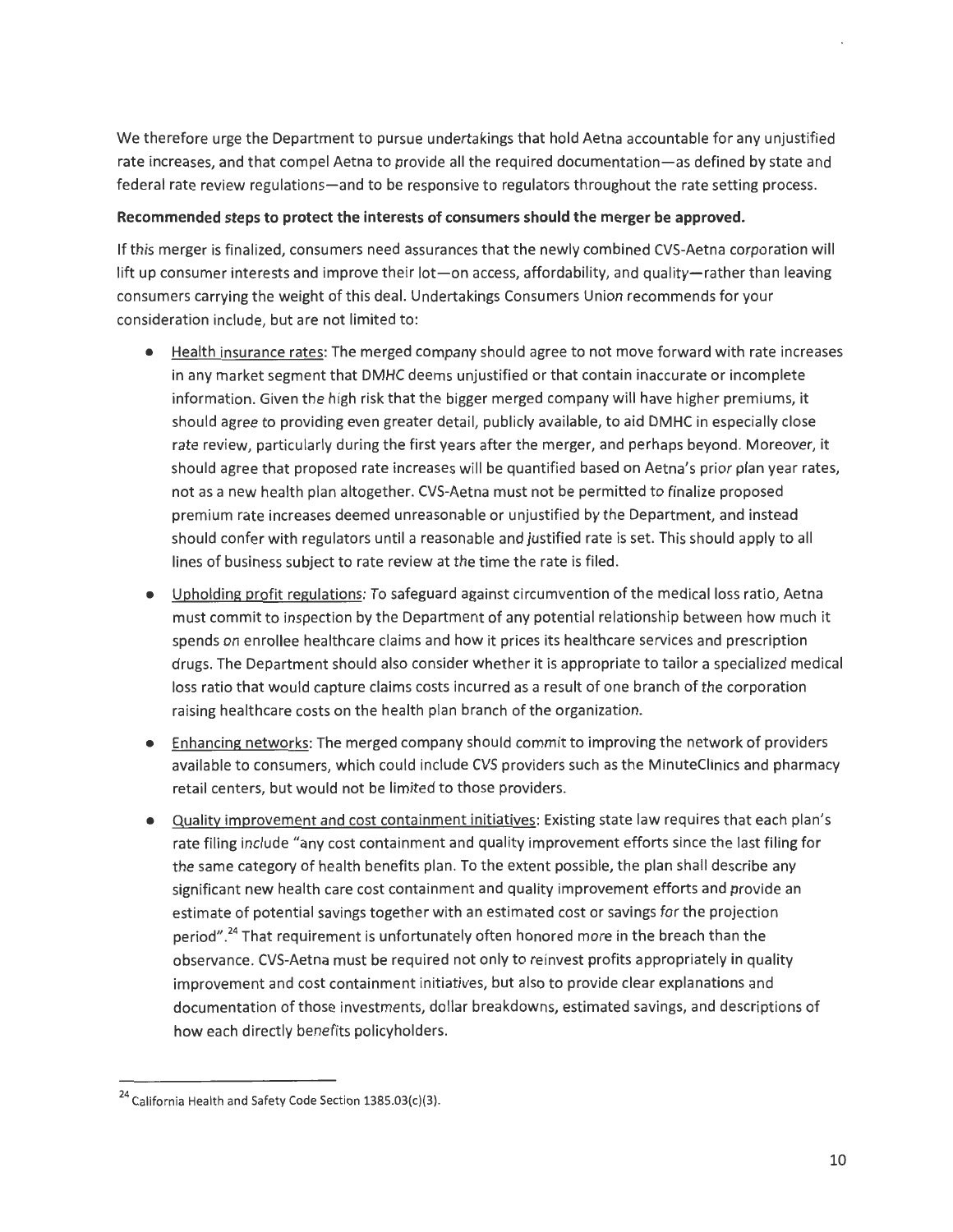We therefore urge the Department to pursue undertakings that hold Aetna accountable for any unjustified rate increases, and that compel Aetna to provide all the required documentation—as defined by state and federal rate review regulations—and to be responsive to regulators throughout the rate setting process.

**Recommended steps to protect the interests of consumers should the merger be approved.**

If this merger is finalized, consumers need assurances that the newly combined CVS-Aetna corporation will lift up consumer interests and improve their lot—on access, affordability, and quality—rather than leaving consumers carrying the weight of this deal. Undertakings Consumers Union recommends for your consideration include, but are not limited to:

- Health insurance rates: The merged company should agree to not move forward with rate increases in any market segment that DMHC deems unjustified or that contain inaccurate or incomplete information. Given the high risk that the bigger merged company will have higher premiums, it should agree to providing even greater detail, publicly available, to aid DMHC in especially close rate review, particularly during the first years after the merger, and perhaps beyond. Moreover, it should agree that proposed rate increases will be quantified based on Aetna's prior plan year rates, not as a new health plan altogether. CVS-Aetna must not be permitted to finalize proposed premium rate increases deemed unreasonable or unjustified by the Department, and instead should confer with regulators until a reasonable and justified rate is set. This should apply to all lines of business subject to rate review at the time the rate is filed.
- Upholding profit regulations: To safeguard against circumvention of the medical loss ratio, Aetna must commit to inspection by the Department of any potential relationship between how much it spends on enrollee healthcare claims and how it prices its healthcare services and prescription drugs. The Department should also consider whether it is appropriate to tailor a specialized medical loss ratio that would capture claims costs incurred as a result of one branch of the corporation raising healthcare costs on the health plan branch of the organization.
- Enhancing networks: The merged company should commit to improving the network of providers available to consumers, which could include CVS providers such as the MinuteClinics and pharmacy retail centers, but would not be limited to those providers.
- Quality improvement and cost containment initiatives: Existing state law requires that each plan's rate filing include "any cost containment and quality improvement efforts since the last filing for the same category of health benefits plan. To the extent possible, the plan shall describe any significant new health care cost containment and quality improvement efforts and provide an estimate of potential savings together with an estimated cost or savings for the projection period".[24] That requirement is unfortunately often honored more in the breach than the observance. CVS-Aetna must be required not only to reinvest profits appropriately in quality improvement and cost containment initiatives, but also to provide clear explanations and documentation of those investments, dollar breakdowns, estimated savings, and descriptions of how each directly benefits policyholders.

---

[24] California Health and Safety Code Section 1385.03(c)(3).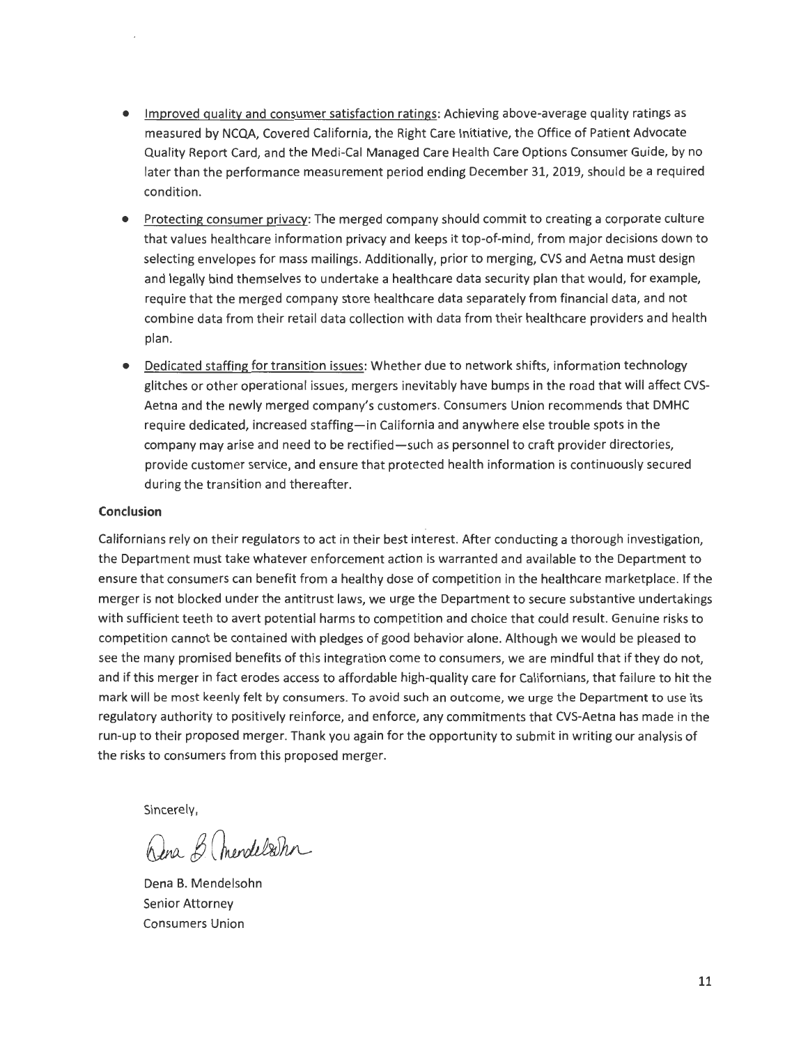- Improved quality and consumer satisfaction ratings: Achieving above-average quality ratings as measured by NCQA, Covered California, the Right Care Initiative, the Office of Patient Advocate Quality Report Card, and the Medi-Cal Managed Care Health Care Options Consumer Guide, by no later than the performance measurement period ending December 31, 2019, should be a required condition.
- Protecting consumer privacy: The merged company should commit to creating a corporate culture that values healthcare information privacy and keeps it top-of-mind, from major decisions down to selecting envelopes for mass mailings. Additionally, prior to merging, CVS and Aetna must design and legally bind themselves to undertake a healthcare data security plan that would, for example, require that the merged company store healthcare data separately from financial data, and not combine data from their retail data collection with data from their healthcare providers and health plan.
- Dedicated staffing for transition issues: Whether due to network shifts, information technology glitches or other operational issues, mergers inevitably have bumps in the road that will affect CVS-Aetna and the newly merged company's customers. Consumers Union recommends that DMHC require dedicated, increased staffing—in California and anywhere else trouble spots in the company may arise and need to be rectified—such as personnel to craft provider directories, provide customer service, and ensure that protected health information is continuously secured during the transition and thereafter.

**Conclusion**

Californians rely on their regulators to act in their best interest. After conducting a thorough investigation, the Department must take whatever enforcement action is warranted and available to the Department to ensure that consumers can benefit from a healthy dose of competition in the healthcare marketplace. If the merger is not blocked under the antitrust laws, we urge the Department to secure substantive undertakings with sufficient teeth to avert potential harms to competition and choice that could result. Genuine risks to competition cannot be contained with pledges of good behavior alone. Although we would be pleased to see the many promised benefits of this integration come to consumers, we are mindful that if they do not, and if this merger in fact erodes access to affordable high-quality care for Californians, that failure to hit the mark will be most keenly felt by consumers. To avoid such an outcome, we urge the Department to use its regulatory authority to positively reinforce, and enforce, any commitments that CVS-Aetna has made in the run-up to their proposed merger. Thank you again for the opportunity to submit in writing our analysis of the risks to consumers from this proposed merger.

Sincerely,

Dena B. Mendelsohn
Senior Attorney
Consumers Union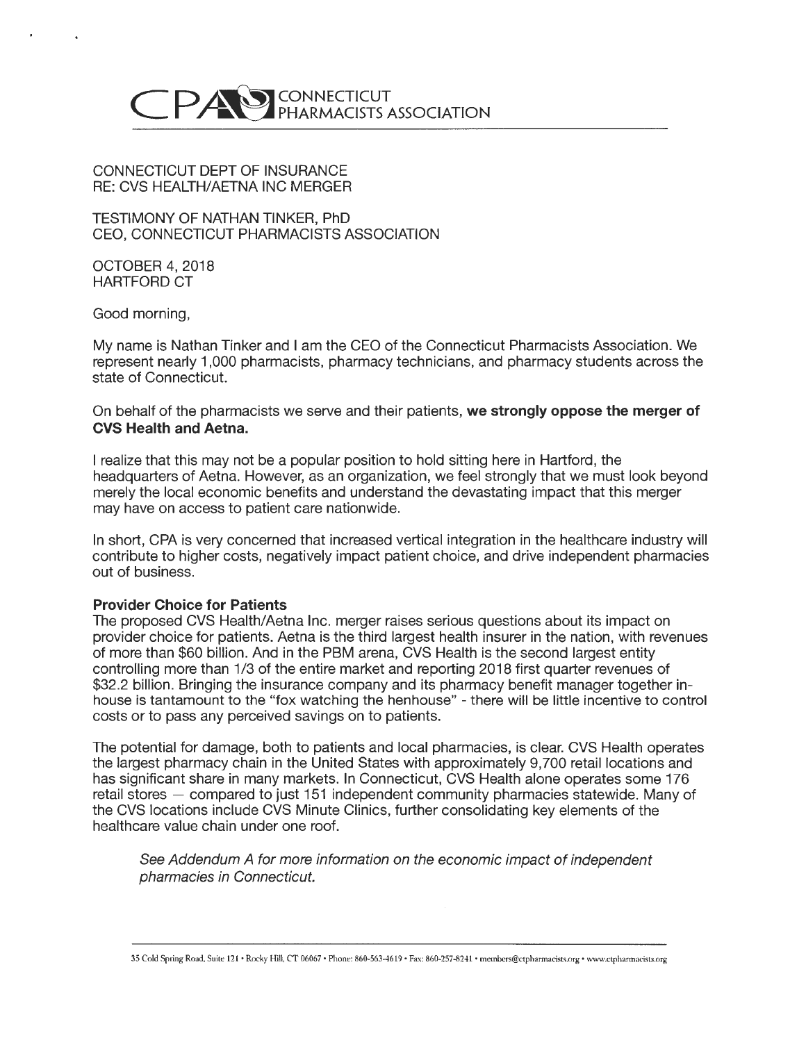# CPA CONNECTICUT PHARMACISTS ASSOCIATION

CONNECTICUT DEPT OF INSURANCE
RE: CVS HEALTH/AETNA INC MERGER

TESTIMONY OF NATHAN TINKER, PhD
CEO, CONNECTICUT PHARMACISTS ASSOCIATION

OCTOBER 4, 2018
HARTFORD CT

Good morning,

My name is Nathan Tinker and I am the CEO of the Connecticut Pharmacists Association. We represent nearly 1,000 pharmacists, pharmacy technicians, and pharmacy students across the state of Connecticut.

On behalf of the pharmacists we serve and their patients, **we strongly oppose the merger of CVS Health and Aetna.**

I realize that this may not be a popular position to hold sitting here in Hartford, the headquarters of Aetna. However, as an organization, we feel strongly that we must look beyond merely the local economic benefits and understand the devastating impact that this merger may have on access to patient care nationwide.

In short, CPA is very concerned that increased vertical integration in the healthcare industry will contribute to higher costs, negatively impact patient choice, and drive independent pharmacies out of business.

**Provider Choice for Patients**

The proposed CVS Health/Aetna Inc. merger raises serious questions about its impact on provider choice for patients. Aetna is the third largest health insurer in the nation, with revenues of more than $60 billion. And in the PBM arena, CVS Health is the second largest entity controlling more than 1/3 of the entire market and reporting 2018 first quarter revenues of $32.2 billion. Bringing the insurance company and its pharmacy benefit manager together in-house is tantamount to the "fox watching the henhouse" - there will be little incentive to control costs or to pass any perceived savings on to patients.

The potential for damage, both to patients and local pharmacies, is clear. CVS Health operates the largest pharmacy chain in the United States with approximately 9,700 retail locations and has significant share in many markets. In Connecticut, CVS Health alone operates some 176 retail stores — compared to just 151 independent community pharmacies statewide. Many of the CVS locations include CVS Minute Clinics, further consolidating key elements of the healthcare value chain under one roof.

> *See Addendum A for more information on the economic impact of independent pharmacies in Connecticut.*

35 Cold Spring Road, Suite 121 • Rocky Hill, CT 06067 • Phone: 860-563-4619 • Fax: 860-257-8241 • members@ctpharmacists.org • www.ctpharmacists.org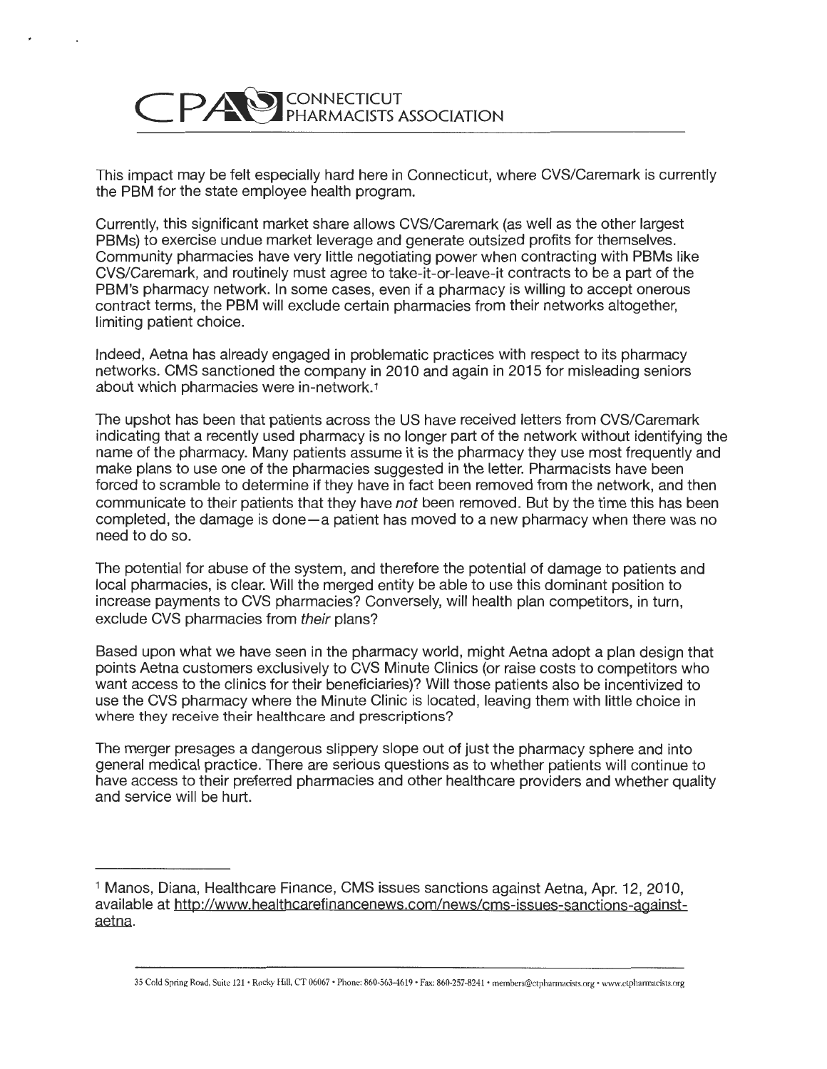This impact may be felt especially hard here in Connecticut, where CVS/Caremark is currently the PBM for the state employee health program.

Currently, this significant market share allows CVS/Caremark (as well as the other largest PBMs) to exercise undue market leverage and generate outsized profits for themselves. Community pharmacies have very little negotiating power when contracting with PBMs like CVS/Caremark, and routinely must agree to take-it-or-leave-it contracts to be a part of the PBM's pharmacy network. In some cases, even if a pharmacy is willing to accept onerous contract terms, the PBM will exclude certain pharmacies from their networks altogether, limiting patient choice.

Indeed, Aetna has already engaged in problematic practices with respect to its pharmacy networks. CMS sanctioned the company in 2010 and again in 2015 for misleading seniors about which pharmacies were in-network.[1]

The upshot has been that patients across the US have received letters from CVS/Caremark indicating that a recently used pharmacy is no longer part of the network without identifying the name of the pharmacy. Many patients assume it is the pharmacy they use most frequently and make plans to use one of the pharmacies suggested in the letter. Pharmacists have been forced to scramble to determine if they have in fact been removed from the network, and then communicate to their patients that they have *not* been removed. But by the time this has been completed, the damage is done—a patient has moved to a new pharmacy when there was no need to do so.

The potential for abuse of the system, and therefore the potential of damage to patients and local pharmacies, is clear. Will the merged entity be able to use this dominant position to increase payments to CVS pharmacies? Conversely, will health plan competitors, in turn, exclude CVS pharmacies from *their* plans?

Based upon what we have seen in the pharmacy world, might Aetna adopt a plan design that points Aetna customers exclusively to CVS Minute Clinics (or raise costs to competitors who want access to the clinics for their beneficiaries)? Will those patients also be incentivized to use the CVS pharmacy where the Minute Clinic is located, leaving them with little choice in where they receive their healthcare and prescriptions?

The merger presages a dangerous slippery slope out of just the pharmacy sphere and into general medical practice. There are serious questions as to whether patients will continue to have access to their preferred pharmacies and other healthcare providers and whether quality and service will be hurt.

---

[1] Manos, Diana, Healthcare Finance, CMS issues sanctions against Aetna, Apr. 12, 2010, available at http://www.healthcarefinancenews.com/news/cms-issues-sanctions-against-aetna.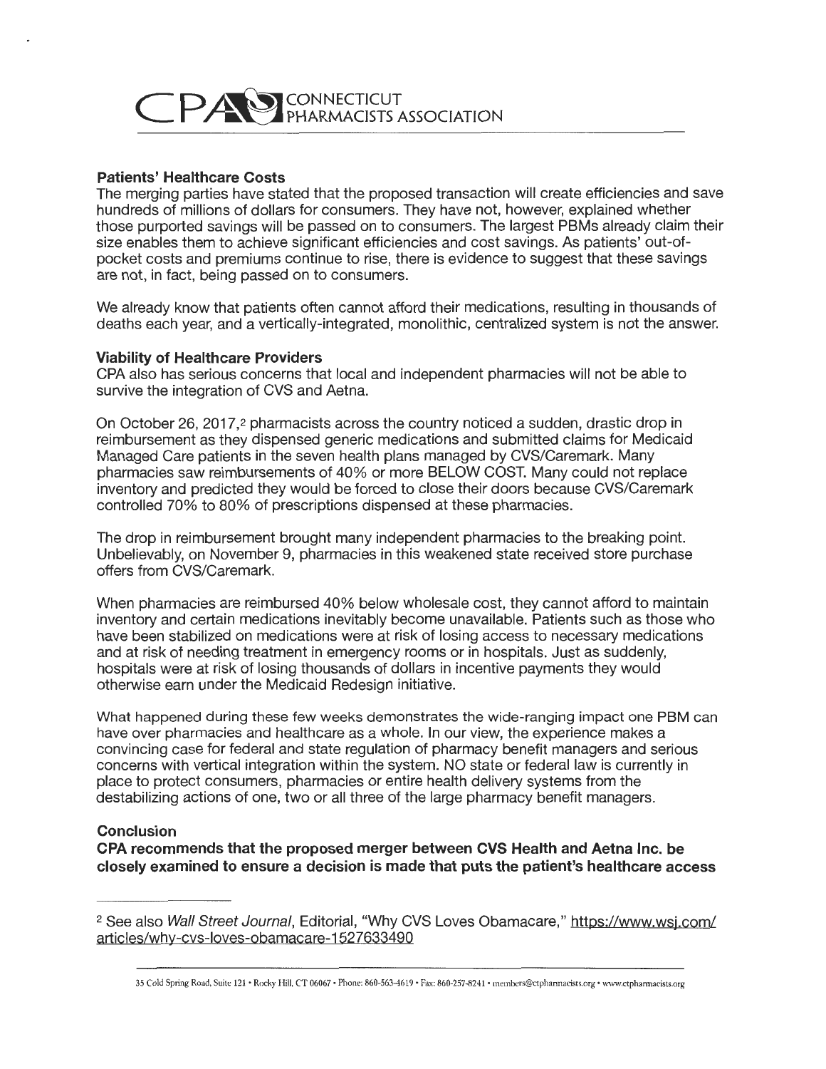CPA CONNECTICUT PHARMACISTS ASSOCIATION

**Patients' Healthcare Costs**

The merging parties have stated that the proposed transaction will create efficiencies and save hundreds of millions of dollars for consumers. They have not, however, explained whether those purported savings will be passed on to consumers. The largest PBMs already claim their size enables them to achieve significant efficiencies and cost savings. As patients' out-of-pocket costs and premiums continue to rise, there is evidence to suggest that these savings are not, in fact, being passed on to consumers.

We already know that patients often cannot afford their medications, resulting in thousands of deaths each year, and a vertically-integrated, monolithic, centralized system is not the answer.

**Viability of Healthcare Providers**

CPA also has serious concerns that local and independent pharmacies will not be able to survive the integration of CVS and Aetna.

On October 26, 2017,[2] pharmacists across the country noticed a sudden, drastic drop in reimbursement as they dispensed generic medications and submitted claims for Medicaid Managed Care patients in the seven health plans managed by CVS/Caremark. Many pharmacies saw reimbursements of 40% or more BELOW COST. Many could not replace inventory and predicted they would be forced to close their doors because CVS/Caremark controlled 70% to 80% of prescriptions dispensed at these pharmacies.

The drop in reimbursement brought many independent pharmacies to the breaking point. Unbelievably, on November 9, pharmacies in this weakened state received store purchase offers from CVS/Caremark.

When pharmacies are reimbursed 40% below wholesale cost, they cannot afford to maintain inventory and certain medications inevitably become unavailable. Patients such as those who have been stabilized on medications were at risk of losing access to necessary medications and at risk of needing treatment in emergency rooms or in hospitals. Just as suddenly, hospitals were at risk of losing thousands of dollars in incentive payments they would otherwise earn under the Medicaid Redesign initiative.

What happened during these few weeks demonstrates the wide-ranging impact one PBM can have over pharmacies and healthcare as a whole. In our view, the experience makes a convincing case for federal and state regulation of pharmacy benefit managers and serious concerns with vertical integration within the system. NO state or federal law is currently in place to protect consumers, pharmacies or entire health delivery systems from the destabilizing actions of one, two or all three of the large pharmacy benefit managers.

**Conclusion**

**CPA recommends that the proposed merger between CVS Health and Aetna Inc. be closely examined to ensure a decision is made that puts the patient's healthcare access**

---

[2] See also *Wall Street Journal*, Editorial, "Why CVS Loves Obamacare," https://www.wsj.com/articles/why-cvs-loves-obamacare-1527633490

35 Cold Spring Road, Suite 121 • Rocky Hill, CT 06067 • Phone: 860-563-4619 • Fax: 860-257-8241 • members@ctpharmacists.org • www.ctpharmacists.org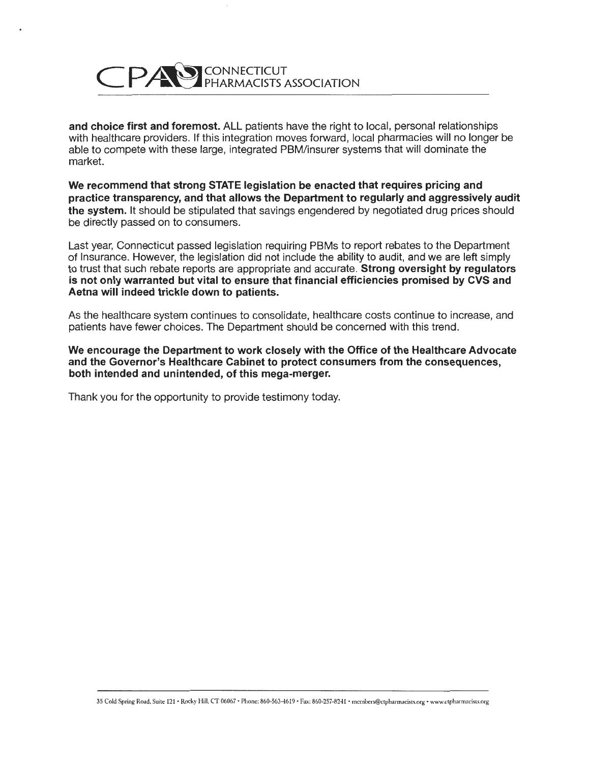**and choice first and foremost.** ALL patients have the right to local, personal relationships with healthcare providers. If this integration moves forward, local pharmacies will no longer be able to compete with these large, integrated PBM/insurer systems that will dominate the market.

**We recommend that strong STATE legislation be enacted that requires pricing and practice transparency, and that allows the Department to regularly and aggressively audit the system.** It should be stipulated that savings engendered by negotiated drug prices should be directly passed on to consumers.

Last year, Connecticut passed legislation requiring PBMs to report rebates to the Department of Insurance. However, the legislation did not include the ability to audit, and we are left simply to trust that such rebate reports are appropriate and accurate. **Strong oversight by regulators is not only warranted but vital to ensure that financial efficiencies promised by CVS and Aetna will indeed trickle down to patients.**

As the healthcare system continues to consolidate, healthcare costs continue to increase, and patients have fewer choices. The Department should be concerned with this trend.

**We encourage the Department to work closely with the Office of the Healthcare Advocate and the Governor's Healthcare Cabinet to protect consumers from the consequences, both intended and unintended, of this mega-merger.**

Thank you for the opportunity to provide testimony today.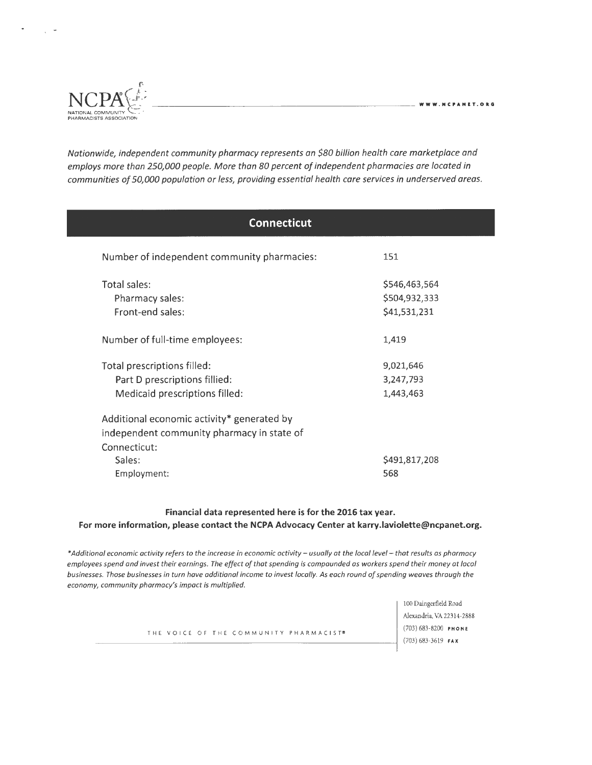NCPA NATIONAL COMMUNITY PHARMACISTS ASSOCIATION — WWW.NCPANET.ORG

*Nationwide, independent community pharmacy represents an $80 billion health care marketplace and employs more than 250,000 people. More than 80 percent of independent pharmacies are located in communities of 50,000 population or less, providing essential health care services in underserved areas.*

## Connecticut

| | |
|---|---|
| Number of independent community pharmacies: | 151 |
| Total sales: | $546,463,564 |
| Pharmacy sales: | $504,932,333 |
| Front-end sales: | $41,531,231 |
| Number of full-time employees: | 1,419 |
| Total prescriptions filled: | 9,021,646 |
| Part D prescriptions fillied: | 3,247,793 |
| Medicaid prescriptions filled: | 1,443,463 |
| Additional economic activity* generated by independent community pharmacy in state of Connecticut: | |
| Sales: | $491,817,208 |
| Employment: | 568 |

**Financial data represented here is for the 2016 tax year.**
**For more information, please contact the NCPA Advocacy Center at karry.laviolette@ncpanet.org.**

*\*Additional economic activity refers to the increase in economic activity – usually at the local level – that results as pharmacy employees spend and invest their earnings. The effect of that spending is compounded as workers spend their money at local businesses. Those businesses in turn have additional income to invest locally. As each round of spending weaves through the economy, community pharmacy's impact is multiplied.*

THE VOICE OF THE COMMUNITY PHARMACIST®

100 Daingerfield Road
Alexandria, VA 22314-2888
(703) 683-8200 PHONE
(703) 683-3619 FAX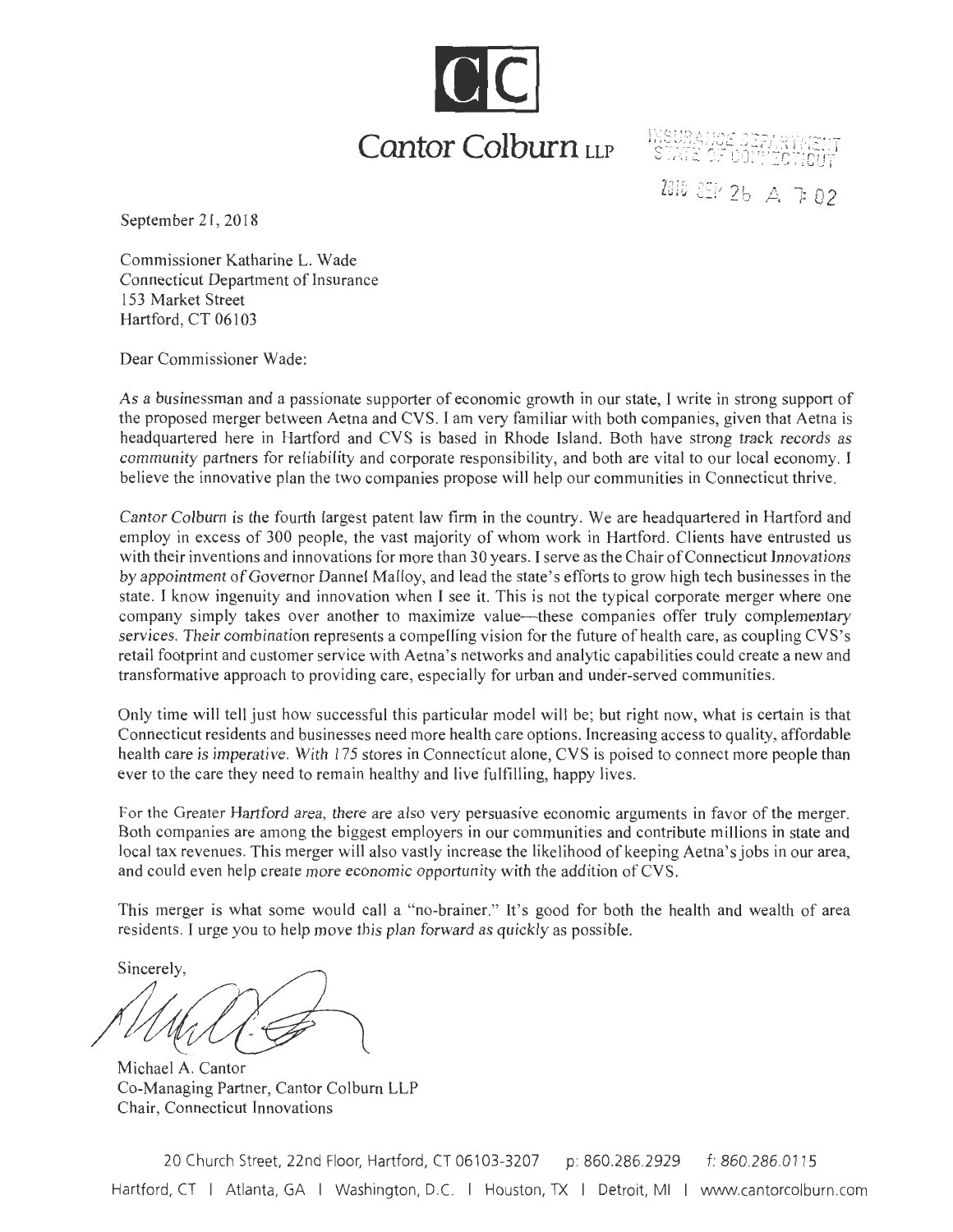# Cantor Colburn LLP

INSURANCE DEPARTMENT
STATE OF CONNECTICUT

2018 SEP 26 A 7:02

September 21, 2018

Commissioner Katharine L. Wade
Connecticut Department of Insurance
153 Market Street
Hartford, CT 06103

Dear Commissioner Wade:

As a businessman and a passionate supporter of economic growth in our state, I write in strong support of the proposed merger between Aetna and CVS. I am very familiar with both companies, given that Aetna is headquartered here in Hartford and CVS is based in Rhode Island. Both have strong track records as community partners for reliability and corporate responsibility, and both are vital to our local economy. I believe the innovative plan the two companies propose will help our communities in Connecticut thrive.

Cantor Colburn is the fourth largest patent law firm in the country. We are headquartered in Hartford and employ in excess of 300 people, the vast majority of whom work in Hartford. Clients have entrusted us with their inventions and innovations for more than 30 years. I serve as the Chair of Connecticut Innovations by appointment of Governor Dannel Malloy, and lead the state's efforts to grow high tech businesses in the state. I know ingenuity and innovation when I see it. This is not the typical corporate merger where one company simply takes over another to maximize value—these companies offer truly complementary services. Their combination represents a compelling vision for the future of health care, as coupling CVS's retail footprint and customer service with Aetna's networks and analytic capabilities could create a new and transformative approach to providing care, especially for urban and under-served communities.

Only time will tell just how successful this particular model will be; but right now, what is certain is that Connecticut residents and businesses need more health care options. Increasing access to quality, affordable health care is imperative. With 175 stores in Connecticut alone, CVS is poised to connect more people than ever to the care they need to remain healthy and live fulfilling, happy lives.

For the Greater Hartford area, there are also very persuasive economic arguments in favor of the merger. Both companies are among the biggest employers in our communities and contribute millions in state and local tax revenues. This merger will also vastly increase the likelihood of keeping Aetna's jobs in our area, and could even help create more economic opportunity with the addition of CVS.

This merger is what some would call a "no-brainer." It's good for both the health and wealth of area residents. I urge you to help move this plan forward as quickly as possible.

Sincerely,

Michael A. Cantor
Co-Managing Partner, Cantor Colburn LLP
Chair, Connecticut Innovations

20 Church Street, 22nd Floor, Hartford, CT 06103-3207 p: 860.286.2929 f: 860.286.0115
Hartford, CT | Atlanta, GA | Washington, D.C. | Houston, TX | Detroit, MI | www.cantorcolburn.com